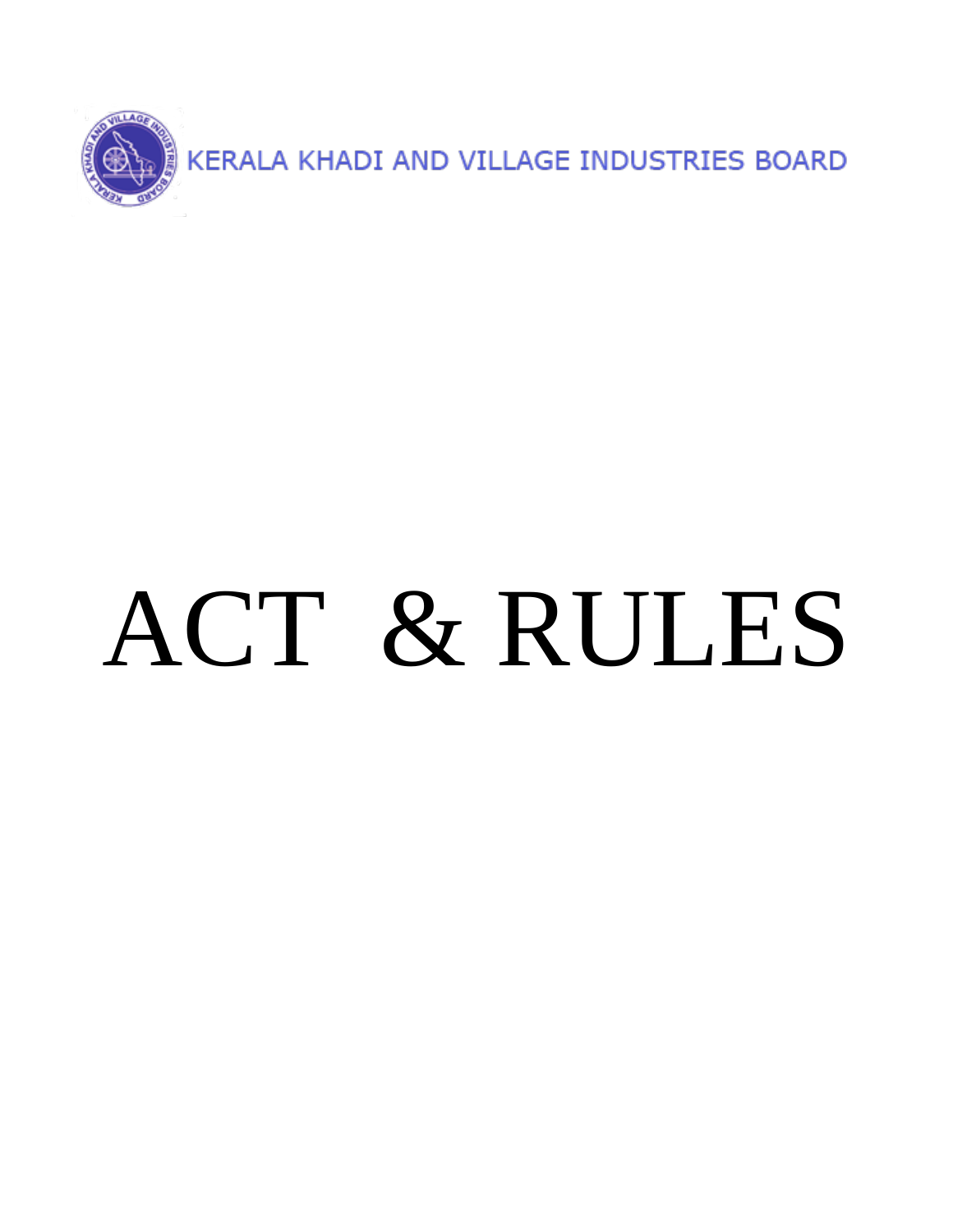KERALA KHADI AND VILLAGE INDUSTRIES BOARD

# ACT & RULES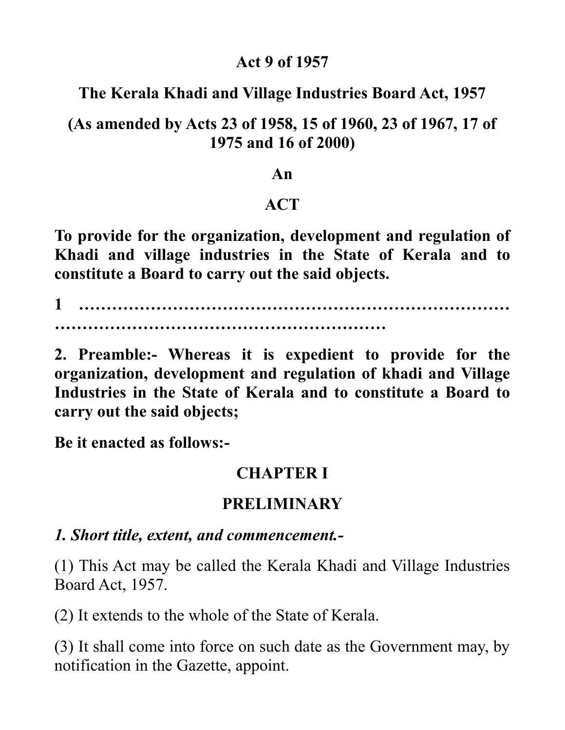**Act 9 of 1957**

**The Kerala Khadi and Village Industries Board Act, 1957**

**(As amended by Acts 23 of 1958, 15 of 1960, 23 of 1967, 17 of 1975 and 16 of 2000)**

**An**

**ACT**

**To provide for the organization, development and regulation of Khadi and village industries in the State of Kerala and to constitute a Board to carry out the said objects.**

**1 ………………………………………………………………… ……………………………………………………**

**2. Preamble:- Whereas it is expedient to provide for the organization, development and regulation of khadi and Village Industries in the State of Kerala and to constitute a Board to carry out the said objects;**

**Be it enacted as follows:-**

## CHAPTER I

## PRELIMINARY

***1. Short title, extent, and commencement.-***

(1) This Act may be called the Kerala Khadi and Village Industries Board Act, 1957.

(2) It extends to the whole of the State of Kerala.

(3) It shall come into force on such date as the Government may, by notification in the Gazette, appoint.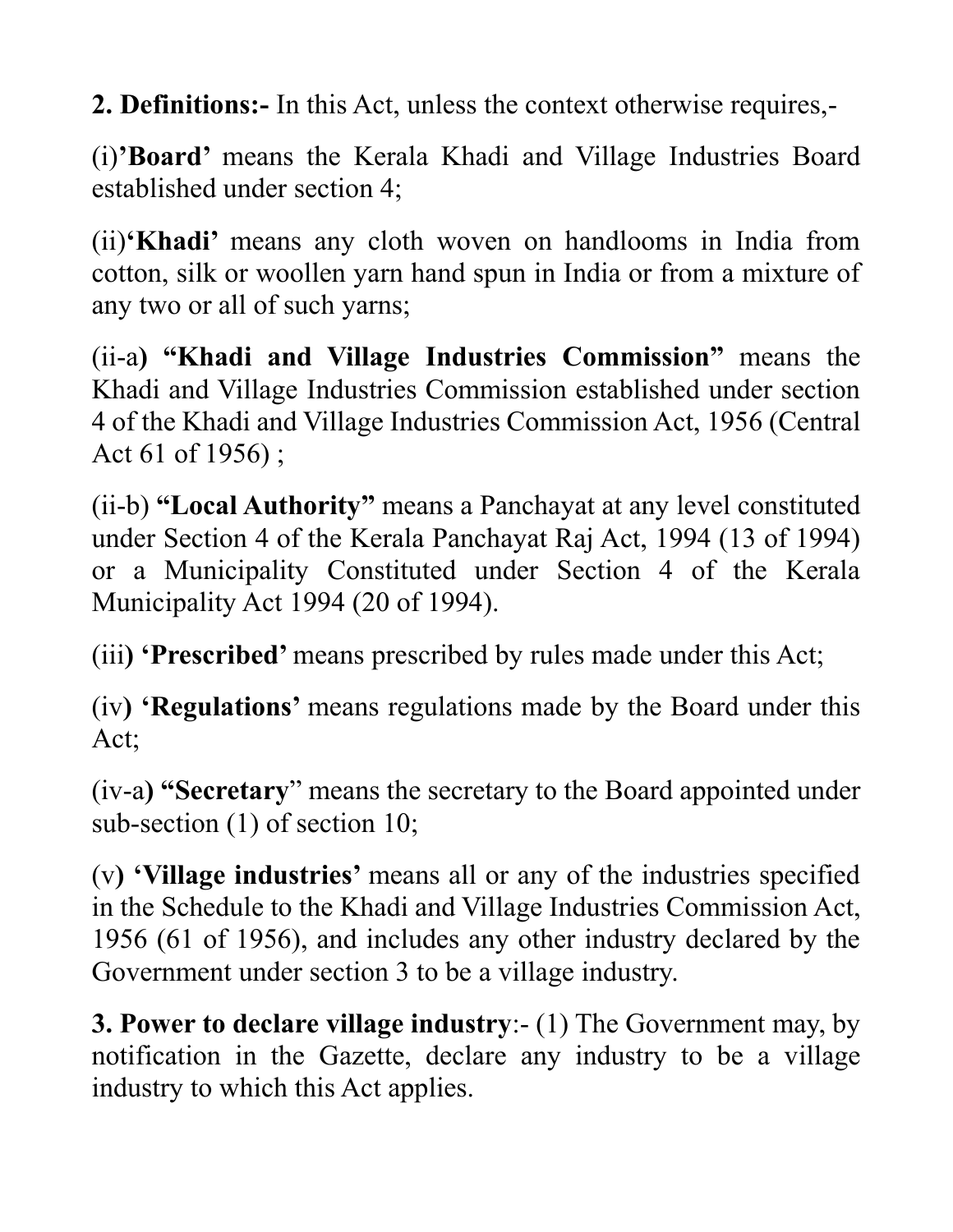**2. Definitions:-** In this Act, unless the context otherwise requires,-

(i)**'Board'** means the Kerala Khadi and Village Industries Board established under section 4;

(ii)**'Khadi'** means any cloth woven on handlooms in India from cotton, silk or woollen yarn hand spun in India or from a mixture of any two or all of such yarns;

(ii-a**) "Khadi and Village Industries Commission"** means the Khadi and Village Industries Commission established under section 4 of the Khadi and Village Industries Commission Act, 1956 (Central Act 61 of 1956) ;

(ii-b) **"Local Authority"** means a Panchayat at any level constituted under Section 4 of the Kerala Panchayat Raj Act, 1994 (13 of 1994) or a Municipality Constituted under Section 4 of the Kerala Municipality Act 1994 (20 of 1994).

(iii**) 'Prescribed'** means prescribed by rules made under this Act;

(iv**) 'Regulations'** means regulations made by the Board under this Act;

(iv-a**) "Secretary**" means the secretary to the Board appointed under sub-section (1) of section 10;

(v**) 'Village industries'** means all or any of the industries specified in the Schedule to the Khadi and Village Industries Commission Act, 1956 (61 of 1956), and includes any other industry declared by the Government under section 3 to be a village industry.

**3. Power to declare village industry**:- (1) The Government may, by notification in the Gazette, declare any industry to be a village industry to which this Act applies.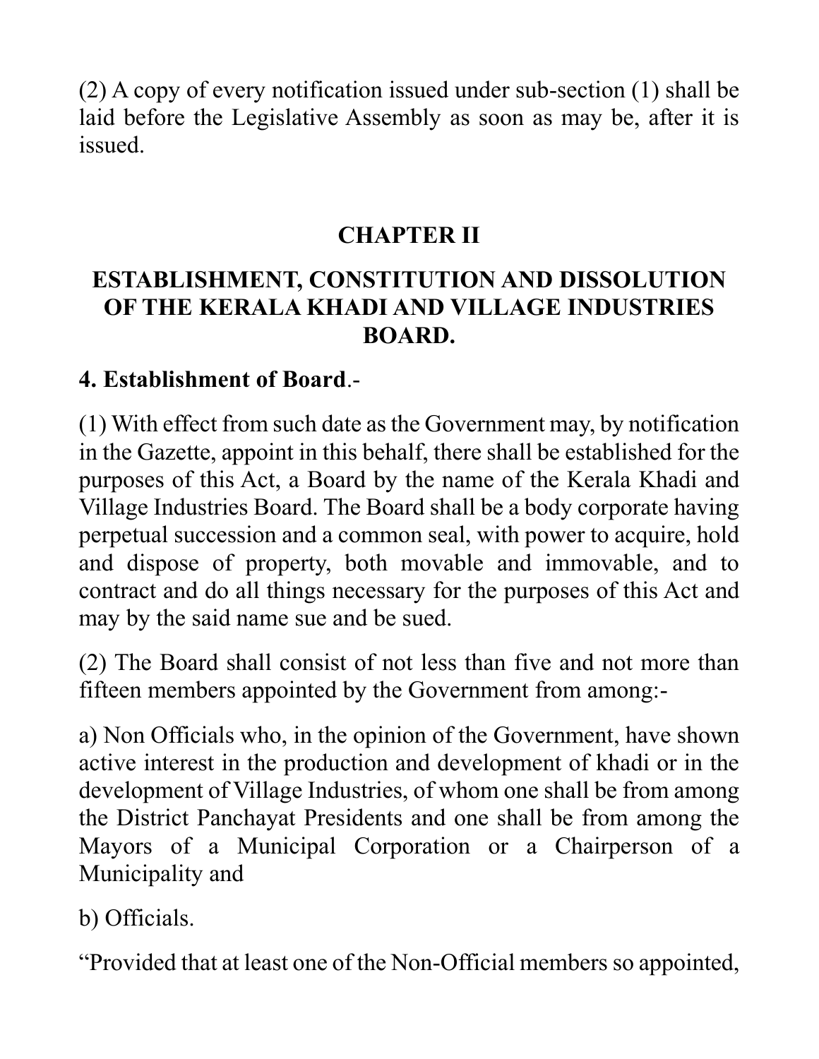(2) A copy of every notification issued under sub-section (1) shall be laid before the Legislative Assembly as soon as may be, after it is issued.

## CHAPTER II

## ESTABLISHMENT, CONSTITUTION AND DISSOLUTION OF THE KERALA KHADI AND VILLAGE INDUSTRIES BOARD.

**4. Establishment of Board**.-

(1) With effect from such date as the Government may, by notification in the Gazette, appoint in this behalf, there shall be established for the purposes of this Act, a Board by the name of the Kerala Khadi and Village Industries Board. The Board shall be a body corporate having perpetual succession and a common seal, with power to acquire, hold and dispose of property, both movable and immovable, and to contract and do all things necessary for the purposes of this Act and may by the said name sue and be sued.

(2) The Board shall consist of not less than five and not more than fifteen members appointed by the Government from among:-

a) Non Officials who, in the opinion of the Government, have shown active interest in the production and development of khadi or in the development of Village Industries, of whom one shall be from among the District Panchayat Presidents and one shall be from among the Mayors of a Municipal Corporation or a Chairperson of a Municipality and

b) Officials.

"Provided that at least one of the Non-Official members so appointed,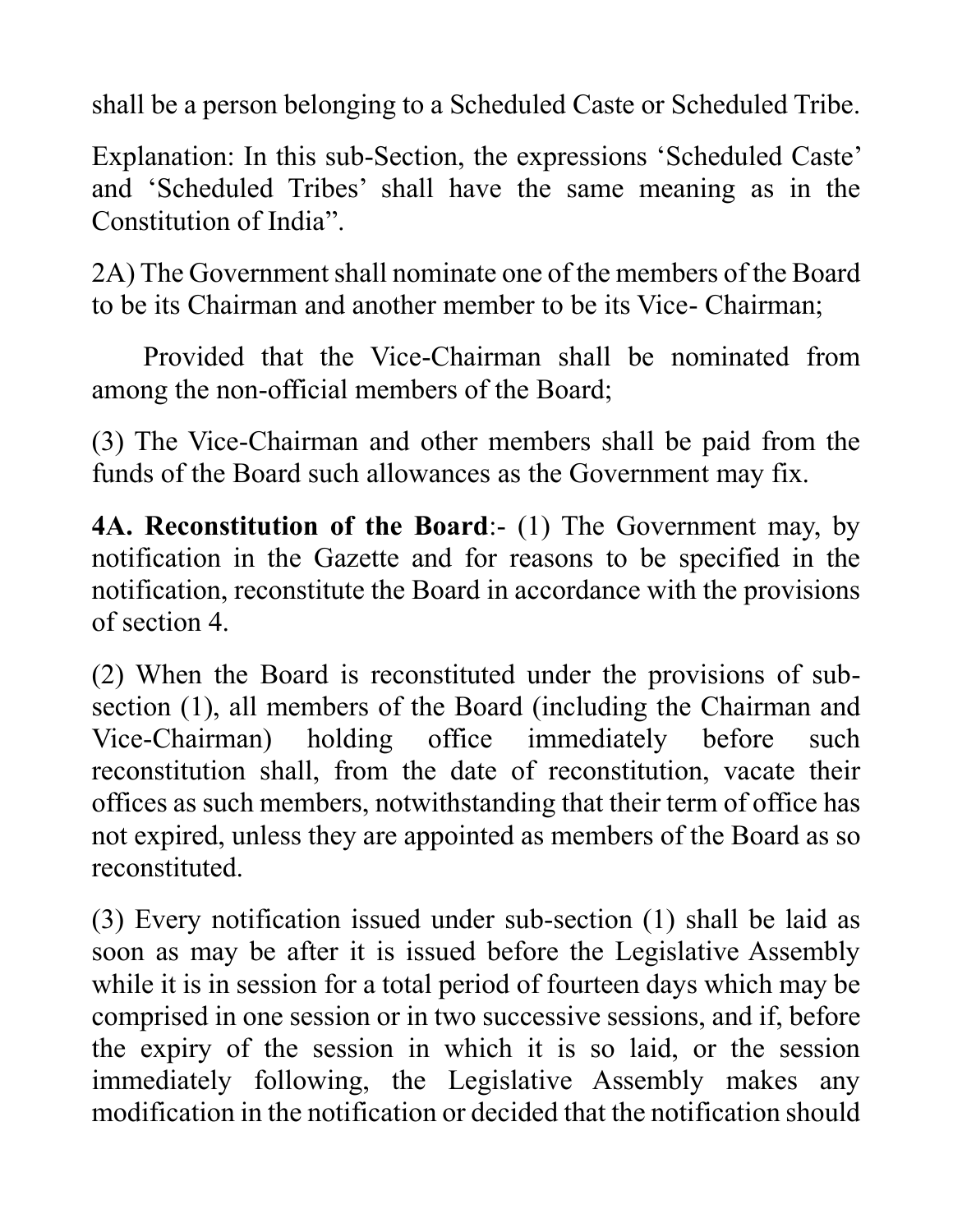shall be a person belonging to a Scheduled Caste or Scheduled Tribe.

Explanation: In this sub-Section, the expressions 'Scheduled Caste' and 'Scheduled Tribes' shall have the same meaning as in the Constitution of India".

2A) The Government shall nominate one of the members of the Board to be its Chairman and another member to be its Vice- Chairman;

Provided that the Vice-Chairman shall be nominated from among the non-official members of the Board;

(3) The Vice-Chairman and other members shall be paid from the funds of the Board such allowances as the Government may fix.

**4A. Reconstitution of the Board**:- (1) The Government may, by notification in the Gazette and for reasons to be specified in the notification, reconstitute the Board in accordance with the provisions of section 4.

(2) When the Board is reconstituted under the provisions of sub-section (1), all members of the Board (including the Chairman and Vice-Chairman) holding office immediately before such reconstitution shall, from the date of reconstitution, vacate their offices as such members, notwithstanding that their term of office has not expired, unless they are appointed as members of the Board as so reconstituted.

(3) Every notification issued under sub-section (1) shall be laid as soon as may be after it is issued before the Legislative Assembly while it is in session for a total period of fourteen days which may be comprised in one session or in two successive sessions, and if, before the expiry of the session in which it is so laid, or the session immediately following, the Legislative Assembly makes any modification in the notification or decided that the notification should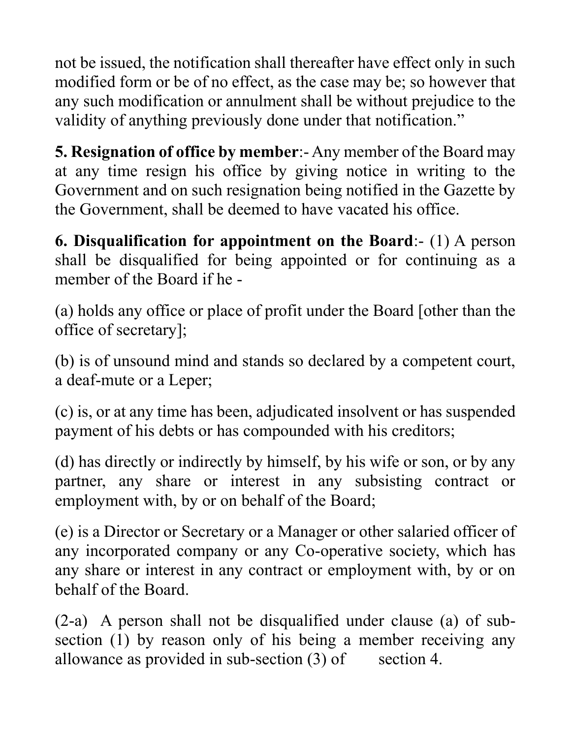not be issued, the notification shall thereafter have effect only in such modified form or be of no effect, as the case may be; so however that any such modification or annulment shall be without prejudice to the validity of anything previously done under that notification."

**5. Resignation of office by member**:- Any member of the Board may at any time resign his office by giving notice in writing to the Government and on such resignation being notified in the Gazette by the Government, shall be deemed to have vacated his office.

**6. Disqualification for appointment on the Board**:- (1) A person shall be disqualified for being appointed or for continuing as a member of the Board if he -

(a) holds any office or place of profit under the Board [other than the office of secretary];

(b) is of unsound mind and stands so declared by a competent court, a deaf-mute or a Leper;

(c) is, or at any time has been, adjudicated insolvent or has suspended payment of his debts or has compounded with his creditors;

(d) has directly or indirectly by himself, by his wife or son, or by any partner, any share or interest in any subsisting contract or employment with, by or on behalf of the Board;

(e) is a Director or Secretary or a Manager or other salaried officer of any incorporated company or any Co-operative society, which has any share or interest in any contract or employment with, by or on behalf of the Board.

(2-a) A person shall not be disqualified under clause (a) of sub-section (1) by reason only of his being a member receiving any allowance as provided in sub-section (3) of section 4.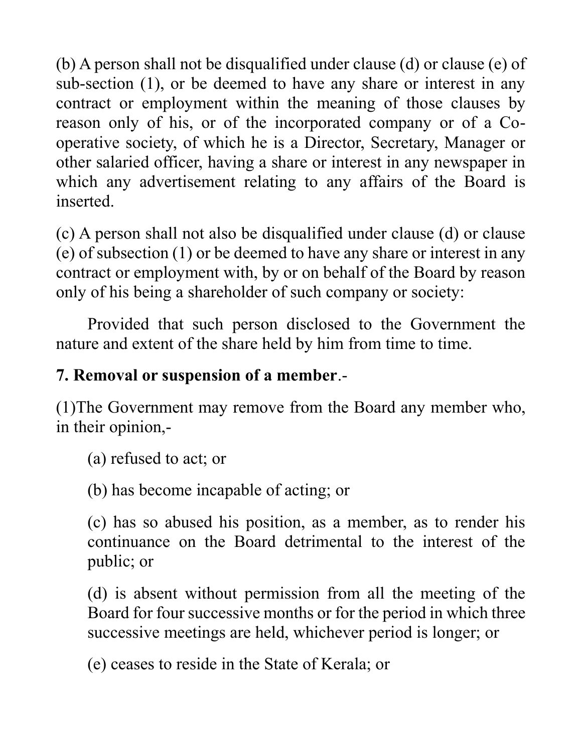(b) A person shall not be disqualified under clause (d) or clause (e) of sub-section (1), or be deemed to have any share or interest in any contract or employment within the meaning of those clauses by reason only of his, or of the incorporated company or of a Co-operative society, of which he is a Director, Secretary, Manager or other salaried officer, having a share or interest in any newspaper in which any advertisement relating to any affairs of the Board is inserted.

(c) A person shall not also be disqualified under clause (d) or clause (e) of subsection (1) or be deemed to have any share or interest in any contract or employment with, by or on behalf of the Board by reason only of his being a shareholder of such company or society:

Provided that such person disclosed to the Government the nature and extent of the share held by him from time to time.

**7. Removal or suspension of a member**.-

(1)The Government may remove from the Board any member who, in their opinion,-

(a) refused to act; or

(b) has become incapable of acting; or

(c) has so abused his position, as a member, as to render his continuance on the Board detrimental to the interest of the public; or

(d) is absent without permission from all the meeting of the Board for four successive months or for the period in which three successive meetings are held, whichever period is longer; or

(e) ceases to reside in the State of Kerala; or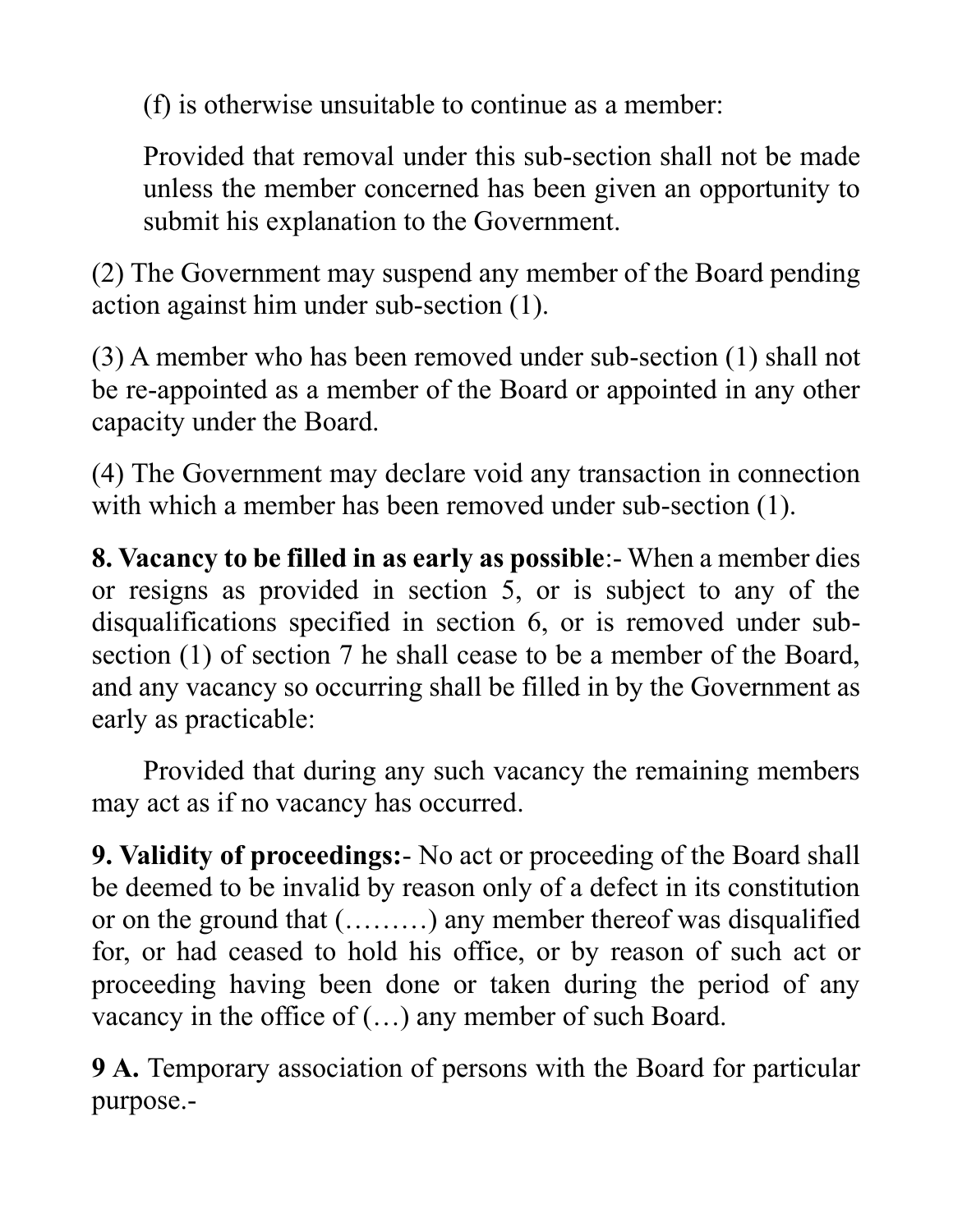(f) is otherwise unsuitable to continue as a member:

Provided that removal under this sub-section shall not be made unless the member concerned has been given an opportunity to submit his explanation to the Government.

(2) The Government may suspend any member of the Board pending action against him under sub-section (1).

(3) A member who has been removed under sub-section (1) shall not be re-appointed as a member of the Board or appointed in any other capacity under the Board.

(4) The Government may declare void any transaction in connection with which a member has been removed under sub-section (1).

**8. Vacancy to be filled in as early as possible**:- When a member dies or resigns as provided in section 5, or is subject to any of the disqualifications specified in section 6, or is removed under sub-section (1) of section 7 he shall cease to be a member of the Board, and any vacancy so occurring shall be filled in by the Government as early as practicable:

Provided that during any such vacancy the remaining members may act as if no vacancy has occurred.

**9. Validity of proceedings:**- No act or proceeding of the Board shall be deemed to be invalid by reason only of a defect in its constitution or on the ground that (………) any member thereof was disqualified for, or had ceased to hold his office, or by reason of such act or proceeding having been done or taken during the period of any vacancy in the office of (…) any member of such Board.

**9 A.** Temporary association of persons with the Board for particular purpose.-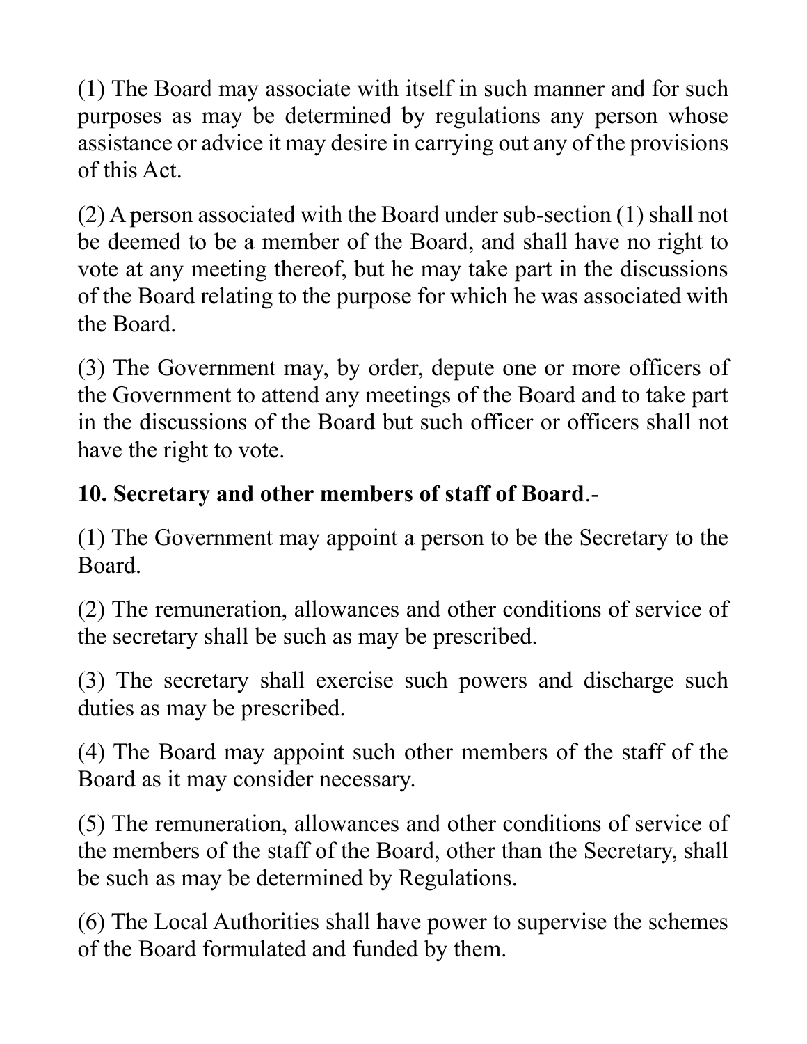(1) The Board may associate with itself in such manner and for such purposes as may be determined by regulations any person whose assistance or advice it may desire in carrying out any of the provisions of this Act.

(2) A person associated with the Board under sub-section (1) shall not be deemed to be a member of the Board, and shall have no right to vote at any meeting thereof, but he may take part in the discussions of the Board relating to the purpose for which he was associated with the Board.

(3) The Government may, by order, depute one or more officers of the Government to attend any meetings of the Board and to take part in the discussions of the Board but such officer or officers shall not have the right to vote.

**10. Secretary and other members of staff of Board**.-

(1) The Government may appoint a person to be the Secretary to the Board.

(2) The remuneration, allowances and other conditions of service of the secretary shall be such as may be prescribed.

(3) The secretary shall exercise such powers and discharge such duties as may be prescribed.

(4) The Board may appoint such other members of the staff of the Board as it may consider necessary.

(5) The remuneration, allowances and other conditions of service of the members of the staff of the Board, other than the Secretary, shall be such as may be determined by Regulations.

(6) The Local Authorities shall have power to supervise the schemes of the Board formulated and funded by them.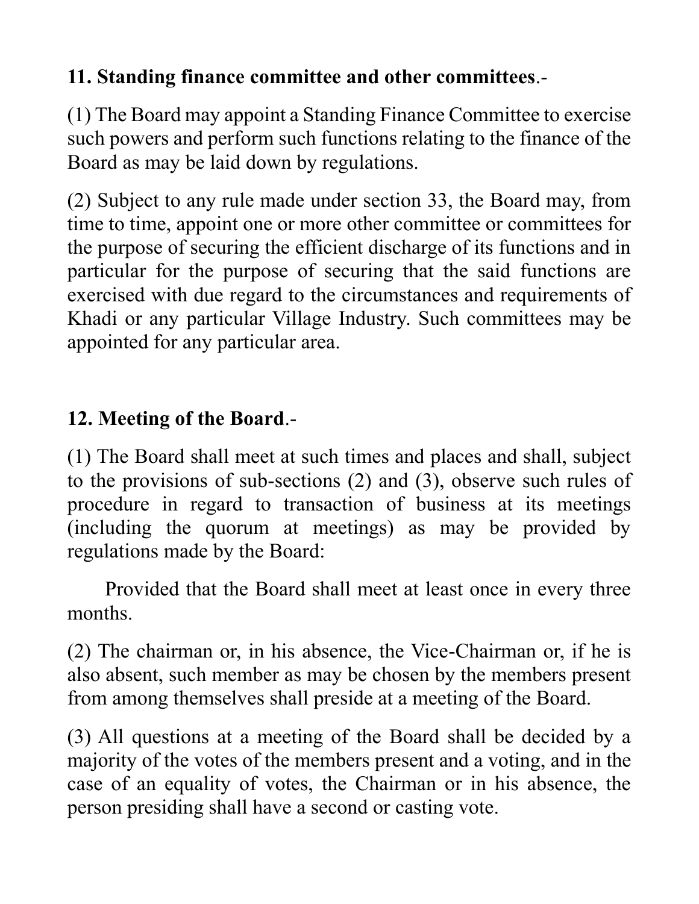**11. Standing finance committee and other committees**.-

(1) The Board may appoint a Standing Finance Committee to exercise such powers and perform such functions relating to the finance of the Board as may be laid down by regulations.

(2) Subject to any rule made under section 33, the Board may, from time to time, appoint one or more other committee or committees for the purpose of securing the efficient discharge of its functions and in particular for the purpose of securing that the said functions are exercised with due regard to the circumstances and requirements of Khadi or any particular Village Industry. Such committees may be appointed for any particular area.

**12. Meeting of the Board**.-

(1) The Board shall meet at such times and places and shall, subject to the provisions of sub-sections (2) and (3), observe such rules of procedure in regard to transaction of business at its meetings (including the quorum at meetings) as may be provided by regulations made by the Board:

Provided that the Board shall meet at least once in every three months.

(2) The chairman or, in his absence, the Vice-Chairman or, if he is also absent, such member as may be chosen by the members present from among themselves shall preside at a meeting of the Board.

(3) All questions at a meeting of the Board shall be decided by a majority of the votes of the members present and a voting, and in the case of an equality of votes, the Chairman or in his absence, the person presiding shall have a second or casting vote.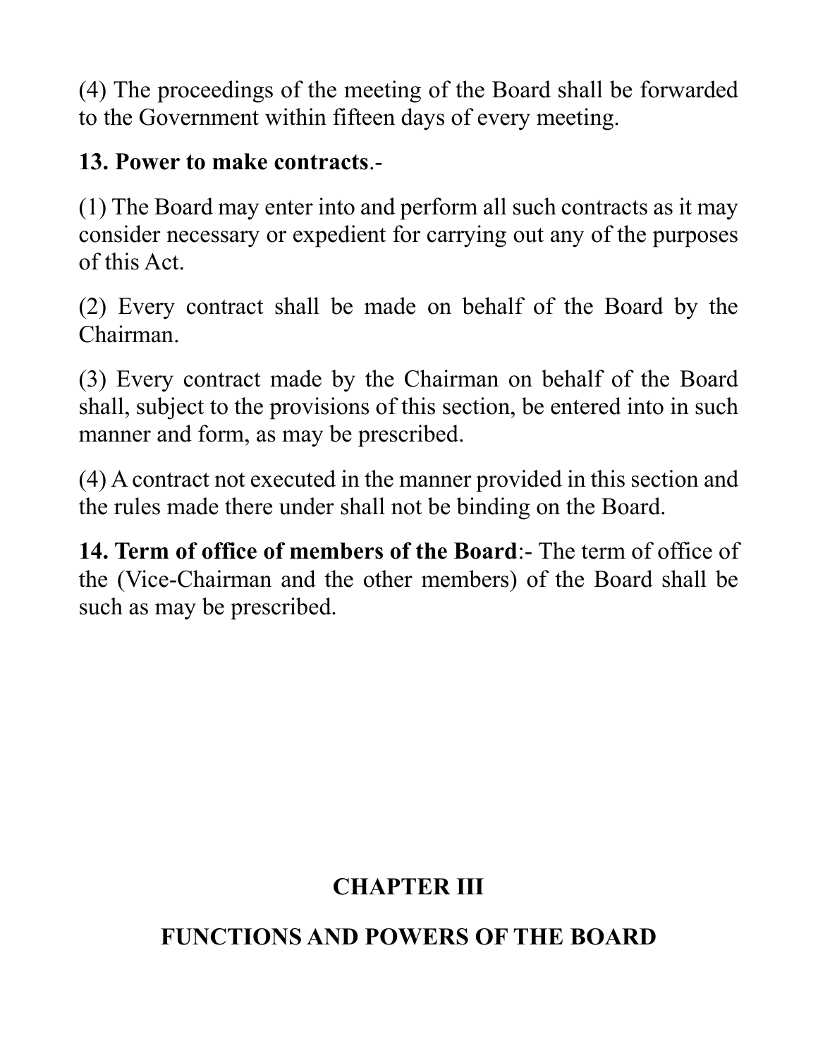(4) The proceedings of the meeting of the Board shall be forwarded to the Government within fifteen days of every meeting.

**13. Power to make contracts**.-

(1) The Board may enter into and perform all such contracts as it may consider necessary or expedient for carrying out any of the purposes of this Act.

(2) Every contract shall be made on behalf of the Board by the Chairman.

(3) Every contract made by the Chairman on behalf of the Board shall, subject to the provisions of this section, be entered into in such manner and form, as may be prescribed.

(4) A contract not executed in the manner provided in this section and the rules made there under shall not be binding on the Board.

**14. Term of office of members of the Board**:- The term of office of the (Vice-Chairman and the other members) of the Board shall be such as may be prescribed.

## CHAPTER III

## FUNCTIONS AND POWERS OF THE BOARD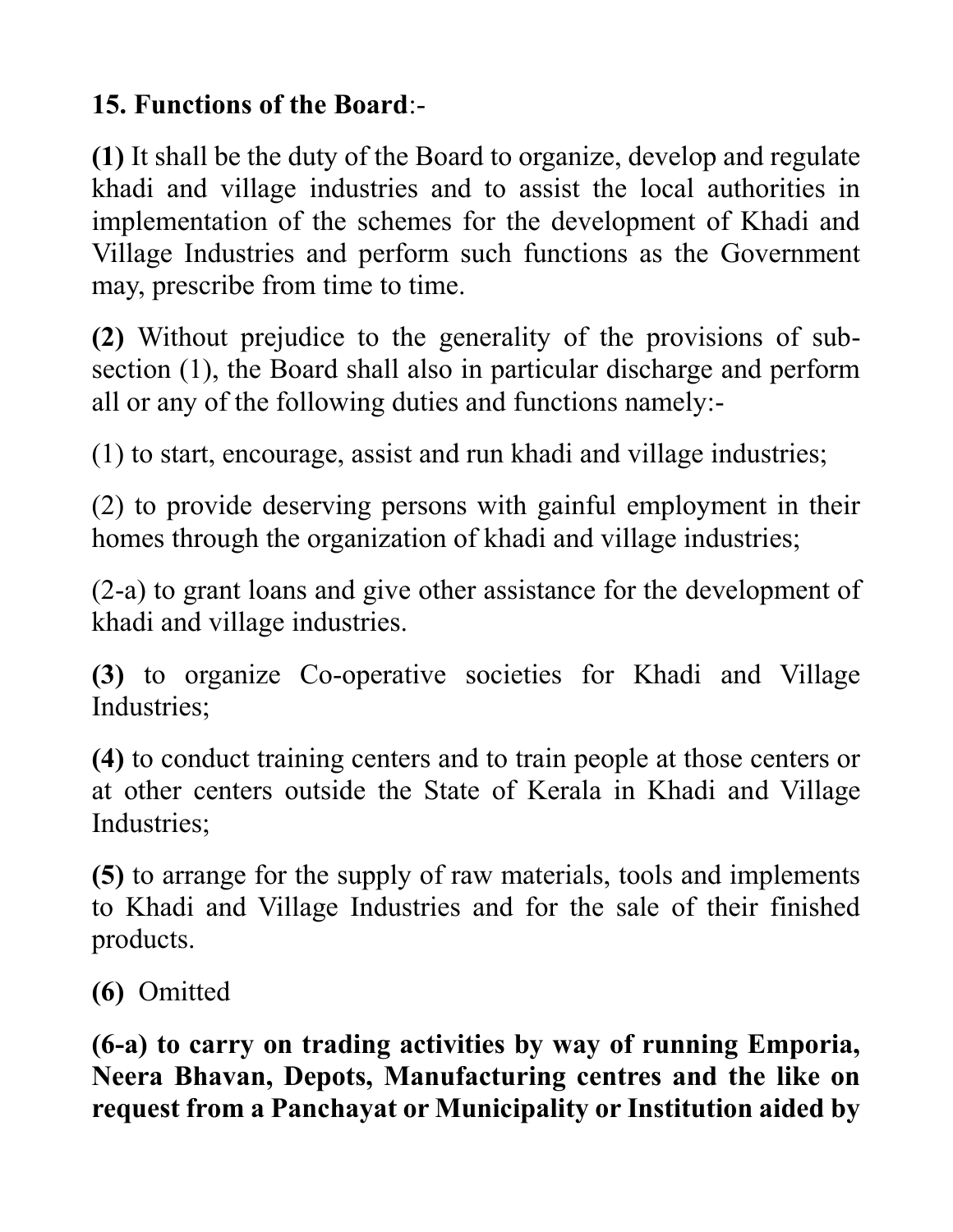**15. Functions of the Board**:-

**(1)** It shall be the duty of the Board to organize, develop and regulate khadi and village industries and to assist the local authorities in implementation of the schemes for the development of Khadi and Village Industries and perform such functions as the Government may, prescribe from time to time.

**(2)** Without prejudice to the generality of the provisions of sub-section (1), the Board shall also in particular discharge and perform all or any of the following duties and functions namely:-

(1) to start, encourage, assist and run khadi and village industries;

(2) to provide deserving persons with gainful employment in their homes through the organization of khadi and village industries;

(2-a) to grant loans and give other assistance for the development of khadi and village industries.

**(3)** to organize Co-operative societies for Khadi and Village Industries;

**(4)** to conduct training centers and to train people at those centers or at other centers outside the State of Kerala in Khadi and Village Industries;

**(5)** to arrange for the supply of raw materials, tools and implements to Khadi and Village Industries and for the sale of their finished products.

**(6)** Omitted

**(6-a) to carry on trading activities by way of running Emporia, Neera Bhavan, Depots, Manufacturing centres and the like on request from a Panchayat or Municipality or Institution aided by**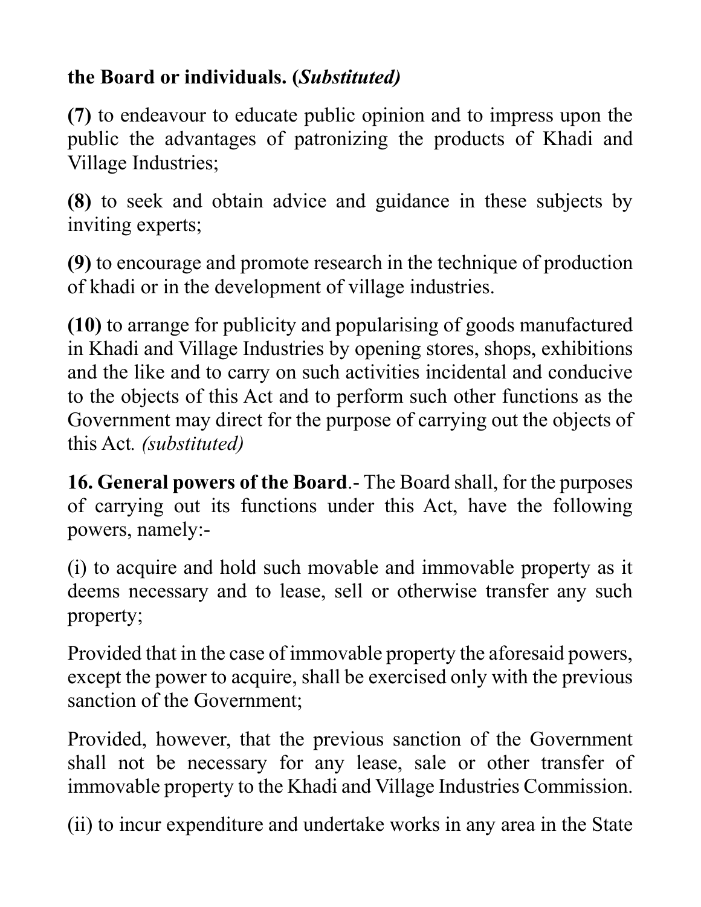**the Board or individuals. (*Substituted)***

**(7)** to endeavour to educate public opinion and to impress upon the public the advantages of patronizing the products of Khadi and Village Industries;

**(8)** to seek and obtain advice and guidance in these subjects by inviting experts;

**(9)** to encourage and promote research in the technique of production of khadi or in the development of village industries.

**(10)** to arrange for publicity and popularising of goods manufactured in Khadi and Village Industries by opening stores, shops, exhibitions and the like and to carry on such activities incidental and conducive to the objects of this Act and to perform such other functions as the Government may direct for the purpose of carrying out the objects of this Act*. (substituted)*

**16. General powers of the Board**.- The Board shall, for the purposes of carrying out its functions under this Act, have the following powers, namely:-

(i) to acquire and hold such movable and immovable property as it deems necessary and to lease, sell or otherwise transfer any such property;

Provided that in the case of immovable property the aforesaid powers, except the power to acquire, shall be exercised only with the previous sanction of the Government;

Provided, however, that the previous sanction of the Government shall not be necessary for any lease, sale or other transfer of immovable property to the Khadi and Village Industries Commission.

(ii) to incur expenditure and undertake works in any area in the State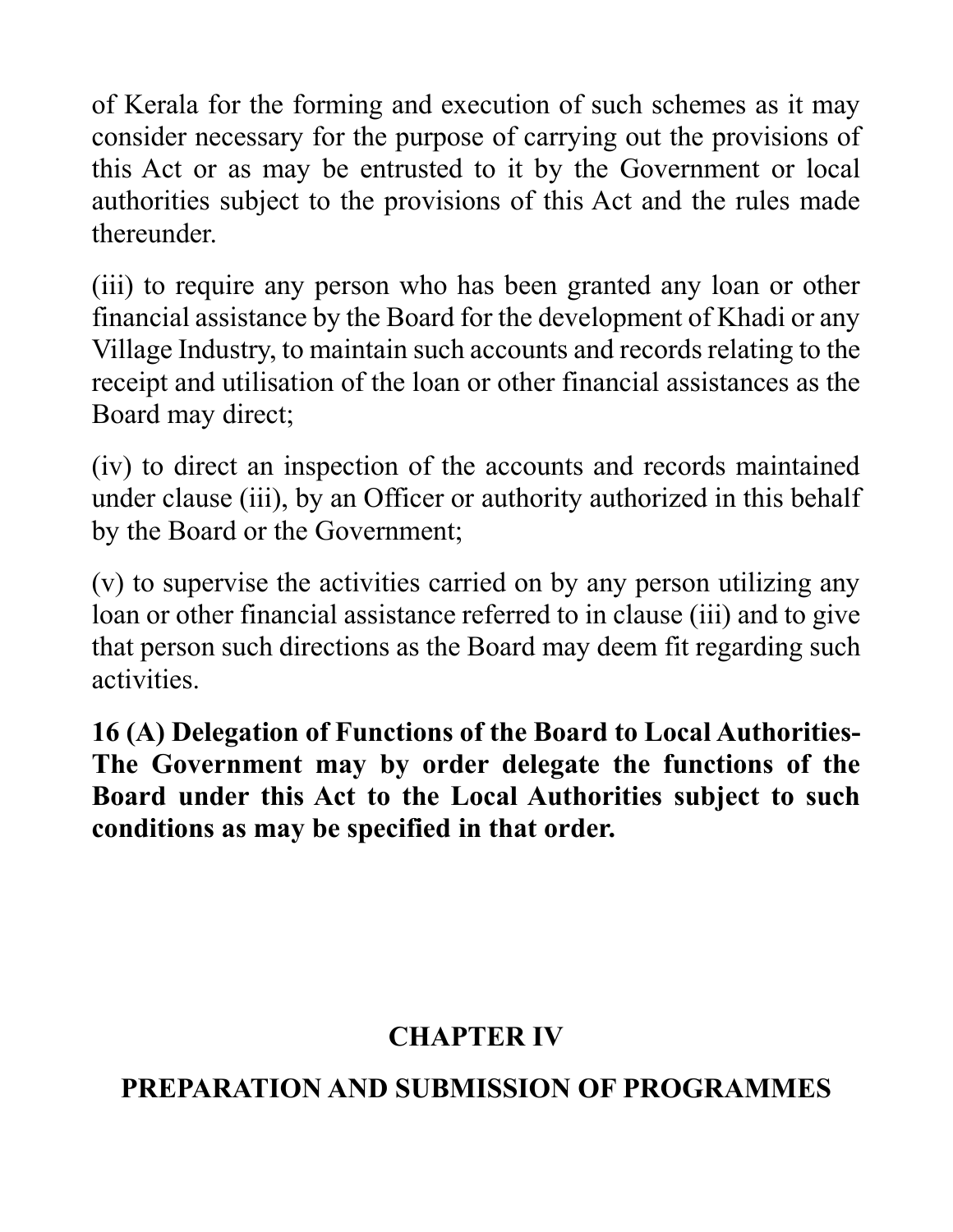of Kerala for the forming and execution of such schemes as it may consider necessary for the purpose of carrying out the provisions of this Act or as may be entrusted to it by the Government or local authorities subject to the provisions of this Act and the rules made thereunder.

(iii) to require any person who has been granted any loan or other financial assistance by the Board for the development of Khadi or any Village Industry, to maintain such accounts and records relating to the receipt and utilisation of the loan or other financial assistances as the Board may direct;

(iv) to direct an inspection of the accounts and records maintained under clause (iii), by an Officer or authority authorized in this behalf by the Board or the Government;

(v) to supervise the activities carried on by any person utilizing any loan or other financial assistance referred to in clause (iii) and to give that person such directions as the Board may deem fit regarding such activities.

**16 (A) Delegation of Functions of the Board to Local Authorities- The Government may by order delegate the functions of the Board under this Act to the Local Authorities subject to such conditions as may be specified in that order.**

## CHAPTER IV

## PREPARATION AND SUBMISSION OF PROGRAMMES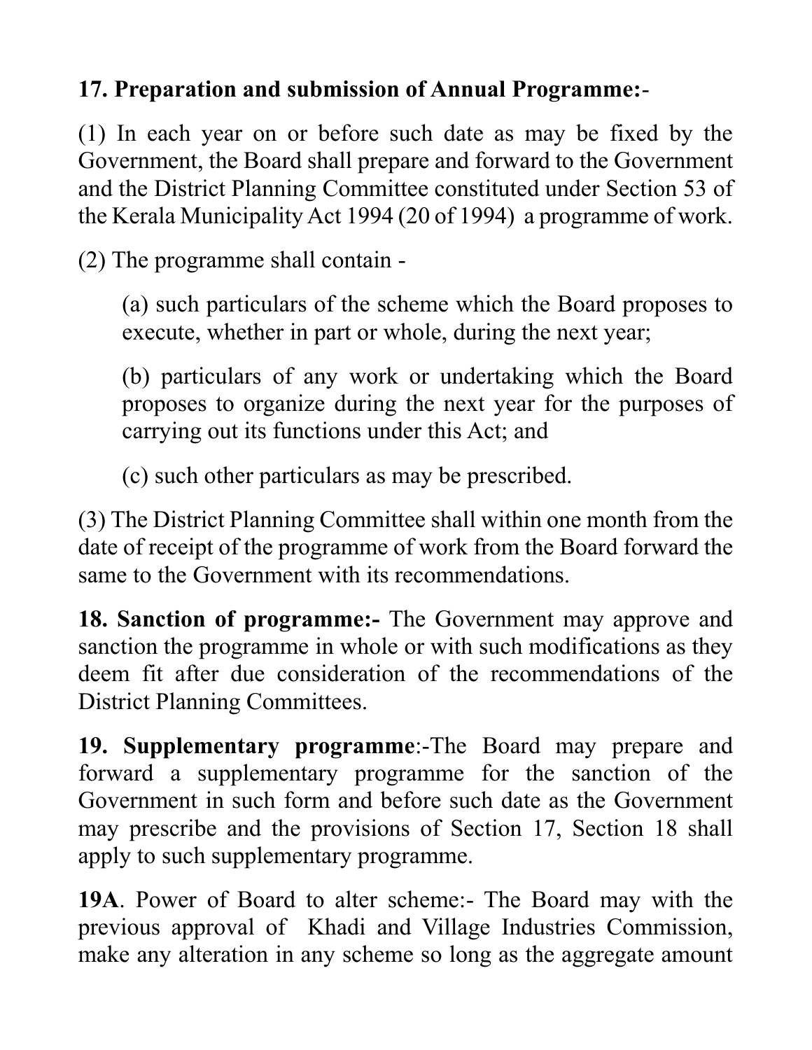**17. Preparation and submission of Annual Programme:**-

(1) In each year on or before such date as may be fixed by the Government, the Board shall prepare and forward to the Government and the District Planning Committee constituted under Section 53 of the Kerala Municipality Act 1994 (20 of 1994) a programme of work.

(2) The programme shall contain -

> (a) such particulars of the scheme which the Board proposes to execute, whether in part or whole, during the next year;
>
> (b) particulars of any work or undertaking which the Board proposes to organize during the next year for the purposes of carrying out its functions under this Act; and
>
> (c) such other particulars as may be prescribed.

(3) The District Planning Committee shall within one month from the date of receipt of the programme of work from the Board forward the same to the Government with its recommendations.

**18. Sanction of programme:-** The Government may approve and sanction the programme in whole or with such modifications as they deem fit after due consideration of the recommendations of the District Planning Committees.

**19. Supplementary programme**:-The Board may prepare and forward a supplementary programme for the sanction of the Government in such form and before such date as the Government may prescribe and the provisions of Section 17, Section 18 shall apply to such supplementary programme.

**19A**. Power of Board to alter scheme:- The Board may with the previous approval of Khadi and Village Industries Commission, make any alteration in any scheme so long as the aggregate amount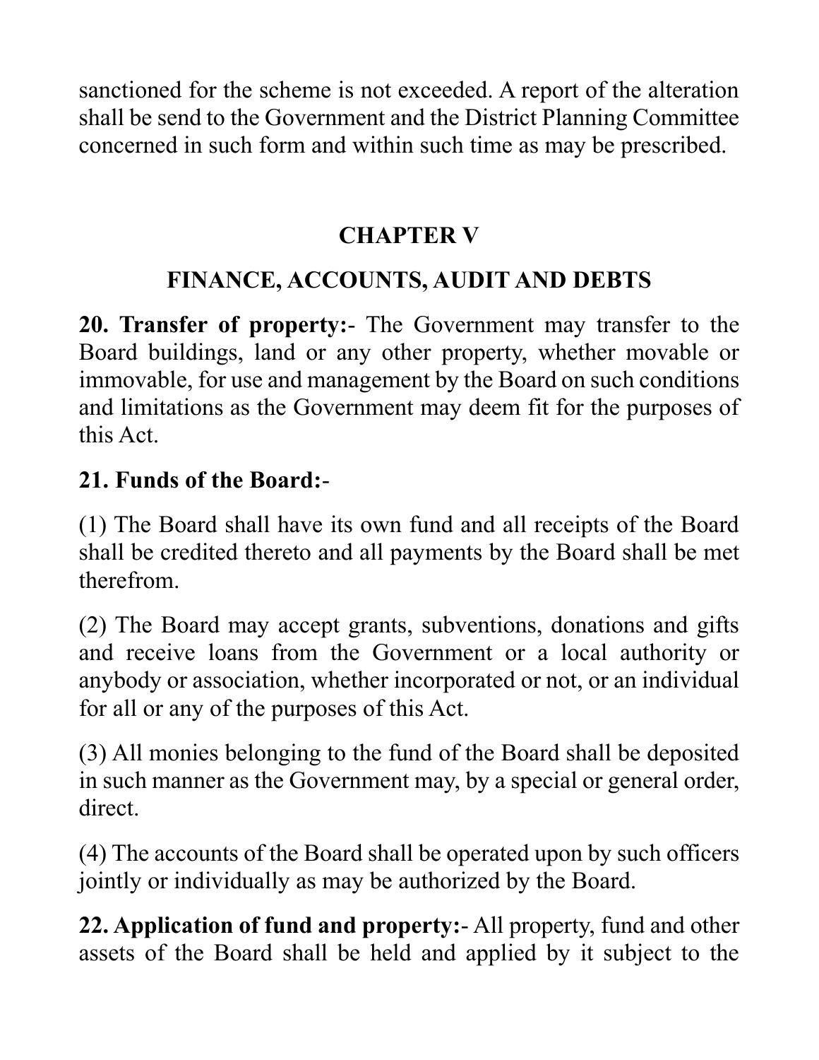sanctioned for the scheme is not exceeded. A report of the alteration shall be send to the Government and the District Planning Committee concerned in such form and within such time as may be prescribed.

## CHAPTER V

## FINANCE, ACCOUNTS, AUDIT AND DEBTS

**20. Transfer of property:-** The Government may transfer to the Board buildings, land or any other property, whether movable or immovable, for use and management by the Board on such conditions and limitations as the Government may deem fit for the purposes of this Act.

**21. Funds of the Board:-**

(1) The Board shall have its own fund and all receipts of the Board shall be credited thereto and all payments by the Board shall be met therefrom.

(2) The Board may accept grants, subventions, donations and gifts and receive loans from the Government or a local authority or anybody or association, whether incorporated or not, or an individual for all or any of the purposes of this Act.

(3) All monies belonging to the fund of the Board shall be deposited in such manner as the Government may, by a special or general order, direct.

(4) The accounts of the Board shall be operated upon by such officers jointly or individually as may be authorized by the Board.

**22. Application of fund and property:-** All property, fund and other assets of the Board shall be held and applied by it subject to the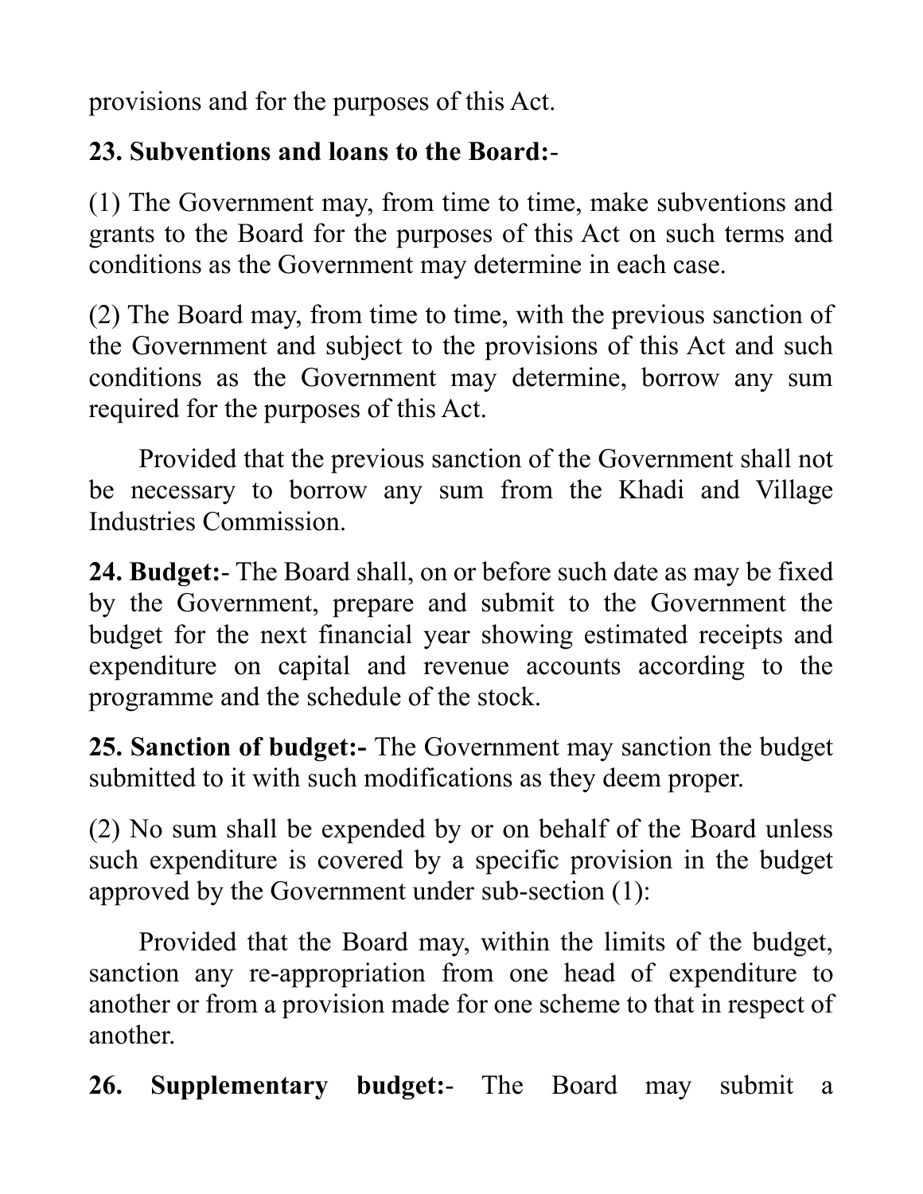provisions and for the purposes of this Act.

**23. Subventions and loans to the Board:**-

(1) The Government may, from time to time, make subventions and grants to the Board for the purposes of this Act on such terms and conditions as the Government may determine in each case.

(2) The Board may, from time to time, with the previous sanction of the Government and subject to the provisions of this Act and such conditions as the Government may determine, borrow any sum required for the purposes of this Act.

Provided that the previous sanction of the Government shall not be necessary to borrow any sum from the Khadi and Village Industries Commission.

**24. Budget:**- The Board shall, on or before such date as may be fixed by the Government, prepare and submit to the Government the budget for the next financial year showing estimated receipts and expenditure on capital and revenue accounts according to the programme and the schedule of the stock.

**25. Sanction of budget:-** The Government may sanction the budget submitted to it with such modifications as they deem proper.

(2) No sum shall be expended by or on behalf of the Board unless such expenditure is covered by a specific provision in the budget approved by the Government under sub-section (1):

Provided that the Board may, within the limits of the budget, sanction any re-appropriation from one head of expenditure to another or from a provision made for one scheme to that in respect of another.

**26. Supplementary budget:**- The Board may submit a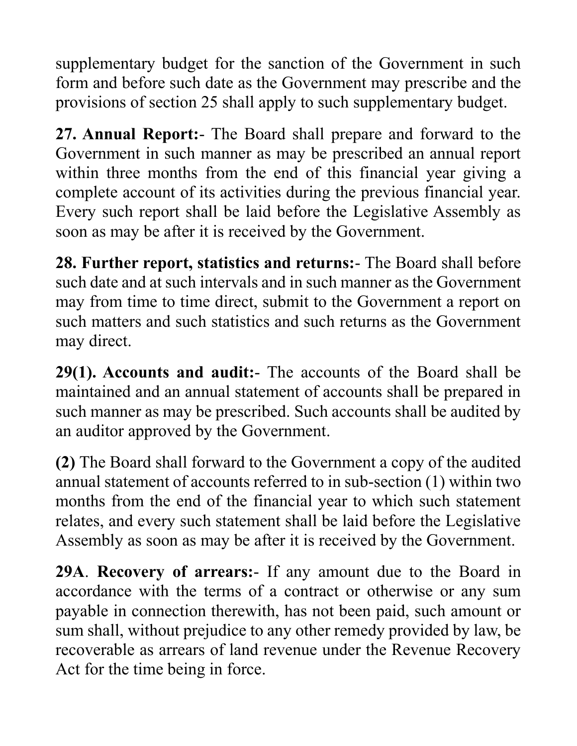supplementary budget for the sanction of the Government in such form and before such date as the Government may prescribe and the provisions of section 25 shall apply to such supplementary budget.

**27. Annual Report:**- The Board shall prepare and forward to the Government in such manner as may be prescribed an annual report within three months from the end of this financial year giving a complete account of its activities during the previous financial year. Every such report shall be laid before the Legislative Assembly as soon as may be after it is received by the Government.

**28. Further report, statistics and returns:**- The Board shall before such date and at such intervals and in such manner as the Government may from time to time direct, submit to the Government a report on such matters and such statistics and such returns as the Government may direct.

**29(1). Accounts and audit:**- The accounts of the Board shall be maintained and an annual statement of accounts shall be prepared in such manner as may be prescribed. Such accounts shall be audited by an auditor approved by the Government.

**(2)** The Board shall forward to the Government a copy of the audited annual statement of accounts referred to in sub-section (1) within two months from the end of the financial year to which such statement relates, and every such statement shall be laid before the Legislative Assembly as soon as may be after it is received by the Government.

**29A**. **Recovery of arrears:**- If any amount due to the Board in accordance with the terms of a contract or otherwise or any sum payable in connection therewith, has not been paid, such amount or sum shall, without prejudice to any other remedy provided by law, be recoverable as arrears of land revenue under the Revenue Recovery Act for the time being in force.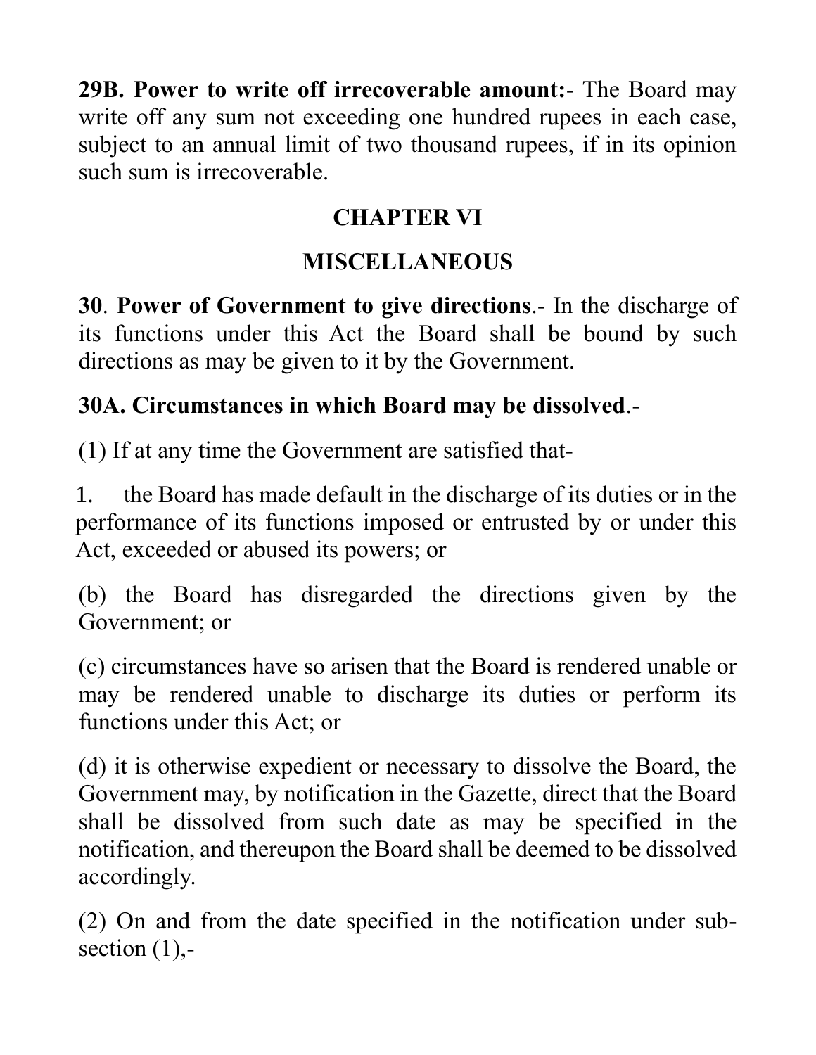**29B. Power to write off irrecoverable amount:**- The Board may write off any sum not exceeding one hundred rupees in each case, subject to an annual limit of two thousand rupees, if in its opinion such sum is irrecoverable.

## CHAPTER VI

## MISCELLANEOUS

**30**. **Power of Government to give directions**.- In the discharge of its functions under this Act the Board shall be bound by such directions as may be given to it by the Government.

**30A. Circumstances in which Board may be dissolved**.-

(1) If at any time the Government are satisfied that-

1. the Board has made default in the discharge of its duties or in the performance of its functions imposed or entrusted by or under this Act, exceeded or abused its powers; or

(b) the Board has disregarded the directions given by the Government; or

(c) circumstances have so arisen that the Board is rendered unable or may be rendered unable to discharge its duties or perform its functions under this Act; or

(d) it is otherwise expedient or necessary to dissolve the Board, the Government may, by notification in the Gazette, direct that the Board shall be dissolved from such date as may be specified in the notification, and thereupon the Board shall be deemed to be dissolved accordingly.

(2) On and from the date specified in the notification under sub-section (1),-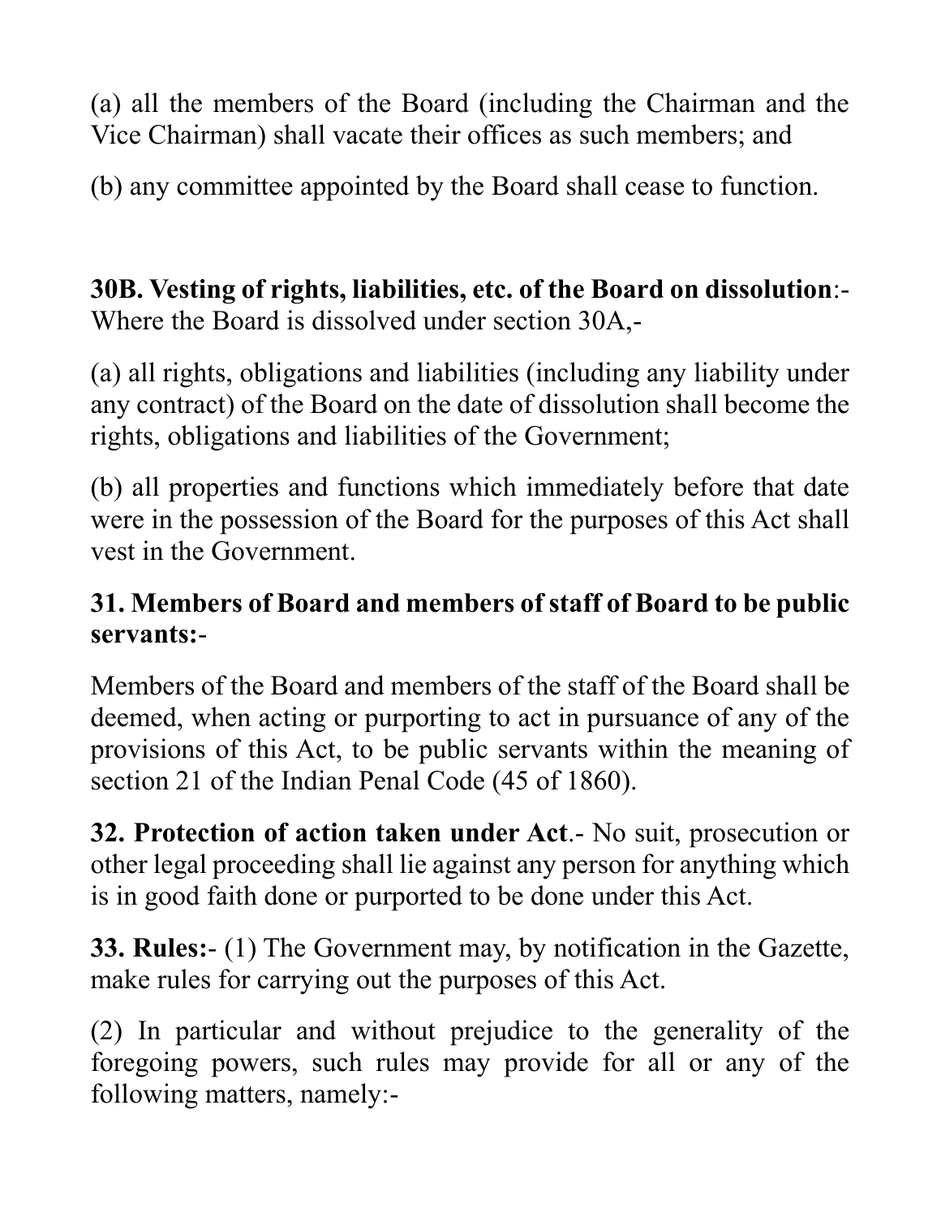(a) all the members of the Board (including the Chairman and the Vice Chairman) shall vacate their offices as such members; and

(b) any committee appointed by the Board shall cease to function.

**30B. Vesting of rights, liabilities, etc. of the Board on dissolution**:- Where the Board is dissolved under section 30A,-

(a) all rights, obligations and liabilities (including any liability under any contract) of the Board on the date of dissolution shall become the rights, obligations and liabilities of the Government;

(b) all properties and functions which immediately before that date were in the possession of the Board for the purposes of this Act shall vest in the Government.

**31. Members of Board and members of staff of Board to be public servants:**-

Members of the Board and members of the staff of the Board shall be deemed, when acting or purporting to act in pursuance of any of the provisions of this Act, to be public servants within the meaning of section 21 of the Indian Penal Code (45 of 1860).

**32. Protection of action taken under Act**.- No suit, prosecution or other legal proceeding shall lie against any person for anything which is in good faith done or purported to be done under this Act.

**33. Rules:**- (1) The Government may, by notification in the Gazette, make rules for carrying out the purposes of this Act.

(2) In particular and without prejudice to the generality of the foregoing powers, such rules may provide for all or any of the following matters, namely:-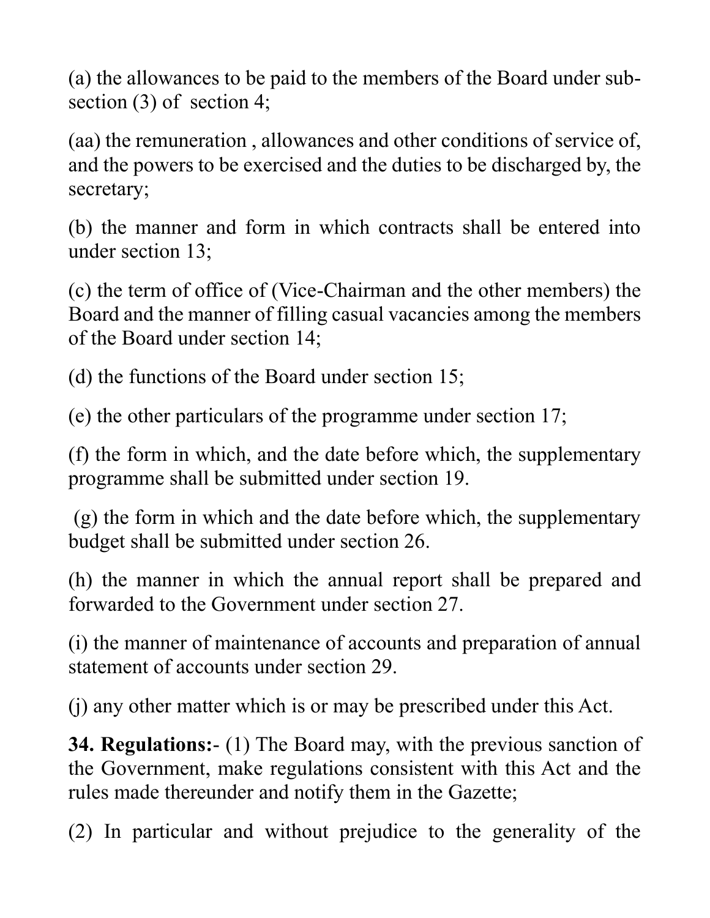(a) the allowances to be paid to the members of the Board under sub-section (3) of section 4;

(aa) the remuneration , allowances and other conditions of service of, and the powers to be exercised and the duties to be discharged by, the secretary;

(b) the manner and form in which contracts shall be entered into under section 13;

(c) the term of office of (Vice-Chairman and the other members) the Board and the manner of filling casual vacancies among the members of the Board under section 14;

(d) the functions of the Board under section 15;

(e) the other particulars of the programme under section 17;

(f) the form in which, and the date before which, the supplementary programme shall be submitted under section 19.

(g) the form in which and the date before which, the supplementary budget shall be submitted under section 26.

(h) the manner in which the annual report shall be prepared and forwarded to the Government under section 27.

(i) the manner of maintenance of accounts and preparation of annual statement of accounts under section 29.

(j) any other matter which is or may be prescribed under this Act.

**34. Regulations:**- (1) The Board may, with the previous sanction of the Government, make regulations consistent with this Act and the rules made thereunder and notify them in the Gazette;

(2) In particular and without prejudice to the generality of the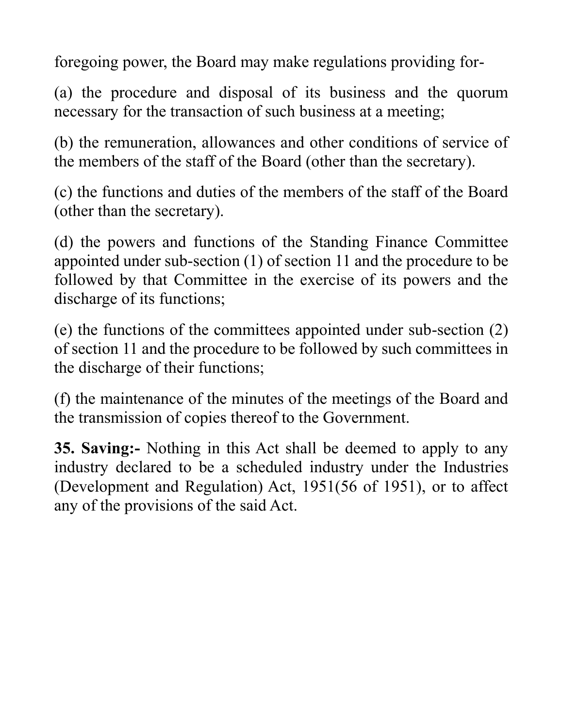foregoing power, the Board may make regulations providing for-

(a) the procedure and disposal of its business and the quorum necessary for the transaction of such business at a meeting;

(b) the remuneration, allowances and other conditions of service of the members of the staff of the Board (other than the secretary).

(c) the functions and duties of the members of the staff of the Board (other than the secretary).

(d) the powers and functions of the Standing Finance Committee appointed under sub-section (1) of section 11 and the procedure to be followed by that Committee in the exercise of its powers and the discharge of its functions;

(e) the functions of the committees appointed under sub-section (2) of section 11 and the procedure to be followed by such committees in the discharge of their functions;

(f) the maintenance of the minutes of the meetings of the Board and the transmission of copies thereof to the Government.

**35. Saving:-** Nothing in this Act shall be deemed to apply to any industry declared to be a scheduled industry under the Industries (Development and Regulation) Act, 1951(56 of 1951), or to affect any of the provisions of the said Act.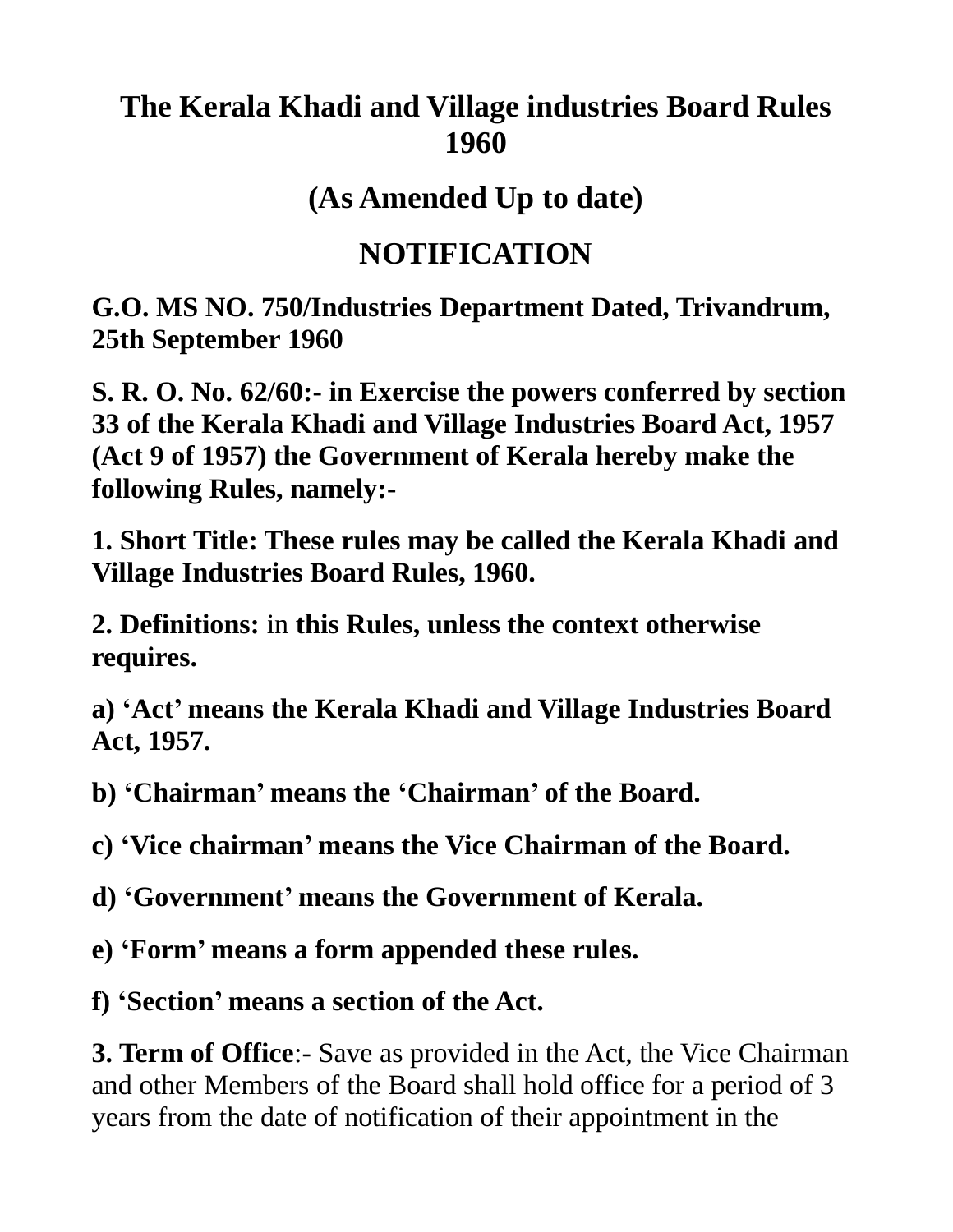# The Kerala Khadi and Village industries Board Rules 1960

## (As Amended Up to date)

## NOTIFICATION

**G.O. MS NO. 750/Industries Department Dated, Trivandrum, 25th September 1960**

**S. R. O. No. 62/60:- in Exercise the powers conferred by section 33 of the Kerala Khadi and Village Industries Board Act, 1957 (Act 9 of 1957) the Government of Kerala hereby make the following Rules, namely:-**

**1. Short Title: These rules may be called the Kerala Khadi and Village Industries Board Rules, 1960.**

**2. Definitions:** in **this Rules, unless the context otherwise requires.**

**a) 'Act' means the Kerala Khadi and Village Industries Board Act, 1957.**

**b) 'Chairman' means the 'Chairman' of the Board.**

**c) 'Vice chairman' means the Vice Chairman of the Board.**

**d) 'Government' means the Government of Kerala.**

**e) 'Form' means a form appended these rules.**

**f) 'Section' means a section of the Act.**

**3. Term of Office**:- Save as provided in the Act, the Vice Chairman and other Members of the Board shall hold office for a period of 3 years from the date of notification of their appointment in the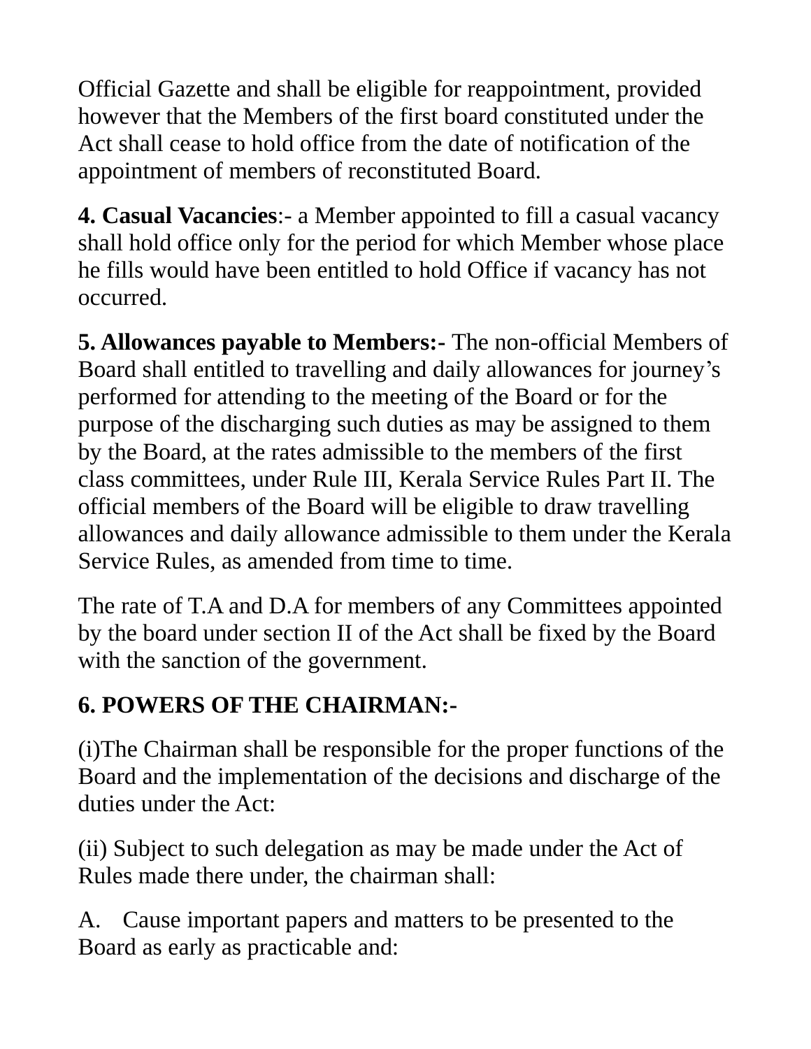Official Gazette and shall be eligible for reappointment, provided however that the Members of the first board constituted under the Act shall cease to hold office from the date of notification of the appointment of members of reconstituted Board.

**4. Casual Vacancies**:- a Member appointed to fill a casual vacancy shall hold office only for the period for which Member whose place he fills would have been entitled to hold Office if vacancy has not occurred.

**5. Allowances payable to Members:-** The non-official Members of Board shall entitled to travelling and daily allowances for journey's performed for attending to the meeting of the Board or for the purpose of the discharging such duties as may be assigned to them by the Board, at the rates admissible to the members of the first class committees, under Rule III, Kerala Service Rules Part II. The official members of the Board will be eligible to draw travelling allowances and daily allowance admissible to them under the Kerala Service Rules, as amended from time to time.

The rate of T.A and D.A for members of any Committees appointed by the board under section II of the Act shall be fixed by the Board with the sanction of the government.

**6. POWERS OF THE CHAIRMAN:-**

(i)The Chairman shall be responsible for the proper functions of the Board and the implementation of the decisions and discharge of the duties under the Act:

(ii) Subject to such delegation as may be made under the Act of Rules made there under, the chairman shall:

A. Cause important papers and matters to be presented to the Board as early as practicable and: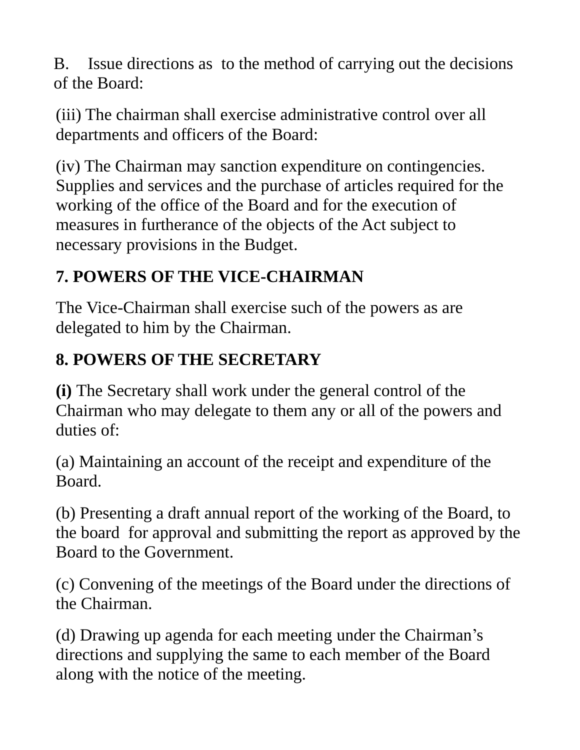B. Issue directions as to the method of carrying out the decisions of the Board:

(iii) The chairman shall exercise administrative control over all departments and officers of the Board:

(iv) The Chairman may sanction expenditure on contingencies. Supplies and services and the purchase of articles required for the working of the office of the Board and for the execution of measures in furtherance of the objects of the Act subject to necessary provisions in the Budget.

## 7. POWERS OF THE VICE-CHAIRMAN

The Vice-Chairman shall exercise such of the powers as are delegated to him by the Chairman.

## 8. POWERS OF THE SECRETARY

**(i)** The Secretary shall work under the general control of the Chairman who may delegate to them any or all of the powers and duties of:

(a) Maintaining an account of the receipt and expenditure of the Board.

(b) Presenting a draft annual report of the working of the Board, to the board for approval and submitting the report as approved by the Board to the Government.

(c) Convening of the meetings of the Board under the directions of the Chairman.

(d) Drawing up agenda for each meeting under the Chairman's directions and supplying the same to each member of the Board along with the notice of the meeting.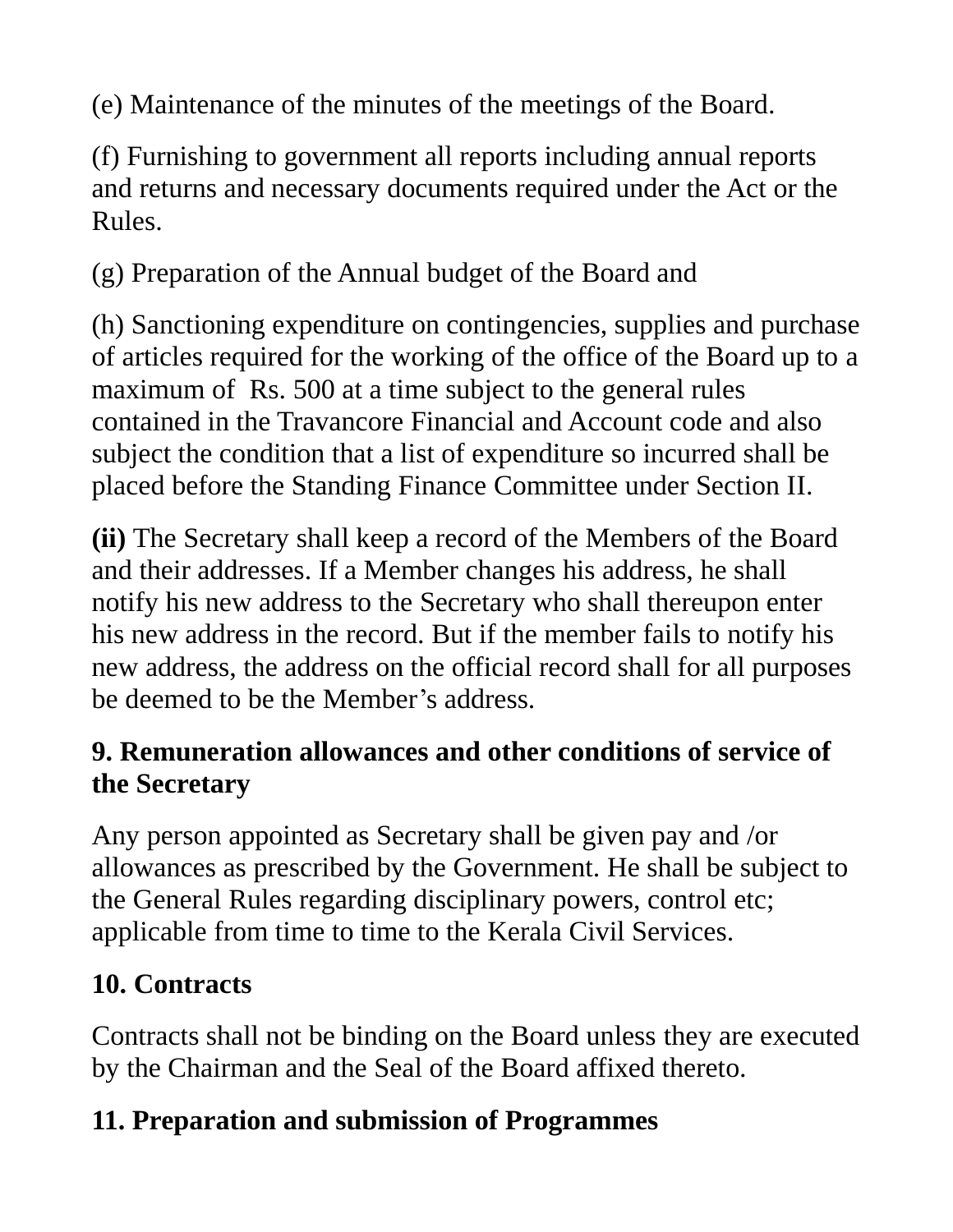(e) Maintenance of the minutes of the meetings of the Board.

(f) Furnishing to government all reports including annual reports and returns and necessary documents required under the Act or the Rules.

(g) Preparation of the Annual budget of the Board and

(h) Sanctioning expenditure on contingencies, supplies and purchase of articles required for the working of the office of the Board up to a maximum of  Rs. 500 at a time subject to the general rules contained in the Travancore Financial and Account code and also subject the condition that a list of expenditure so incurred shall be placed before the Standing Finance Committee under Section II.

**(ii)** The Secretary shall keep a record of the Members of the Board and their addresses. If a Member changes his address, he shall notify his new address to the Secretary who shall thereupon enter his new address in the record. But if the member fails to notify his new address, the address on the official record shall for all purposes be deemed to be the Member's address.

## 9. Remuneration allowances and other conditions of service of the Secretary

Any person appointed as Secretary shall be given pay and /or allowances as prescribed by the Government. He shall be subject to the General Rules regarding disciplinary powers, control etc; applicable from time to time to the Kerala Civil Services.

## 10. Contracts

Contracts shall not be binding on the Board unless they are executed by the Chairman and the Seal of the Board affixed thereto.

## 11. Preparation and submission of Programmes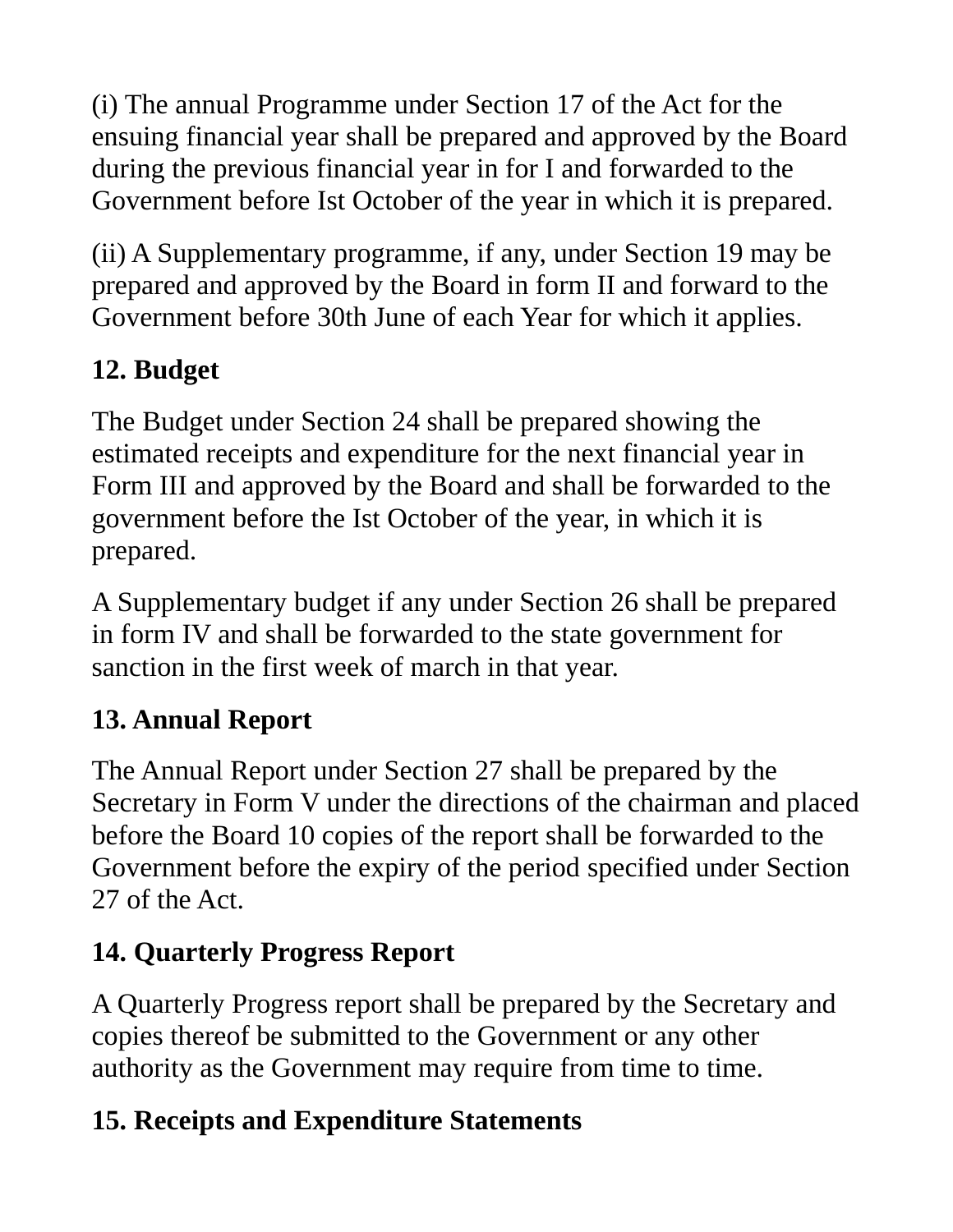(i) The annual Programme under Section 17 of the Act for the ensuing financial year shall be prepared and approved by the Board during the previous financial year in for I and forwarded to the Government before Ist October of the year in which it is prepared.

(ii) A Supplementary programme, if any, under Section 19 may be prepared and approved by the Board in form II and forward to the Government before 30th June of each Year for which it applies.

**12. Budget**

The Budget under Section 24 shall be prepared showing the estimated receipts and expenditure for the next financial year in Form III and approved by the Board and shall be forwarded to the government before the Ist October of the year, in which it is prepared.

A Supplementary budget if any under Section 26 shall be prepared in form IV and shall be forwarded to the state government for sanction in the first week of march in that year.

**13. Annual Report**

The Annual Report under Section 27 shall be prepared by the Secretary in Form V under the directions of the chairman and placed before the Board 10 copies of the report shall be forwarded to the Government before the expiry of the period specified under Section 27 of the Act.

**14. Quarterly Progress Report**

A Quarterly Progress report shall be prepared by the Secretary and copies thereof be submitted to the Government or any other authority as the Government may require from time to time.

**15. Receipts and Expenditure Statements**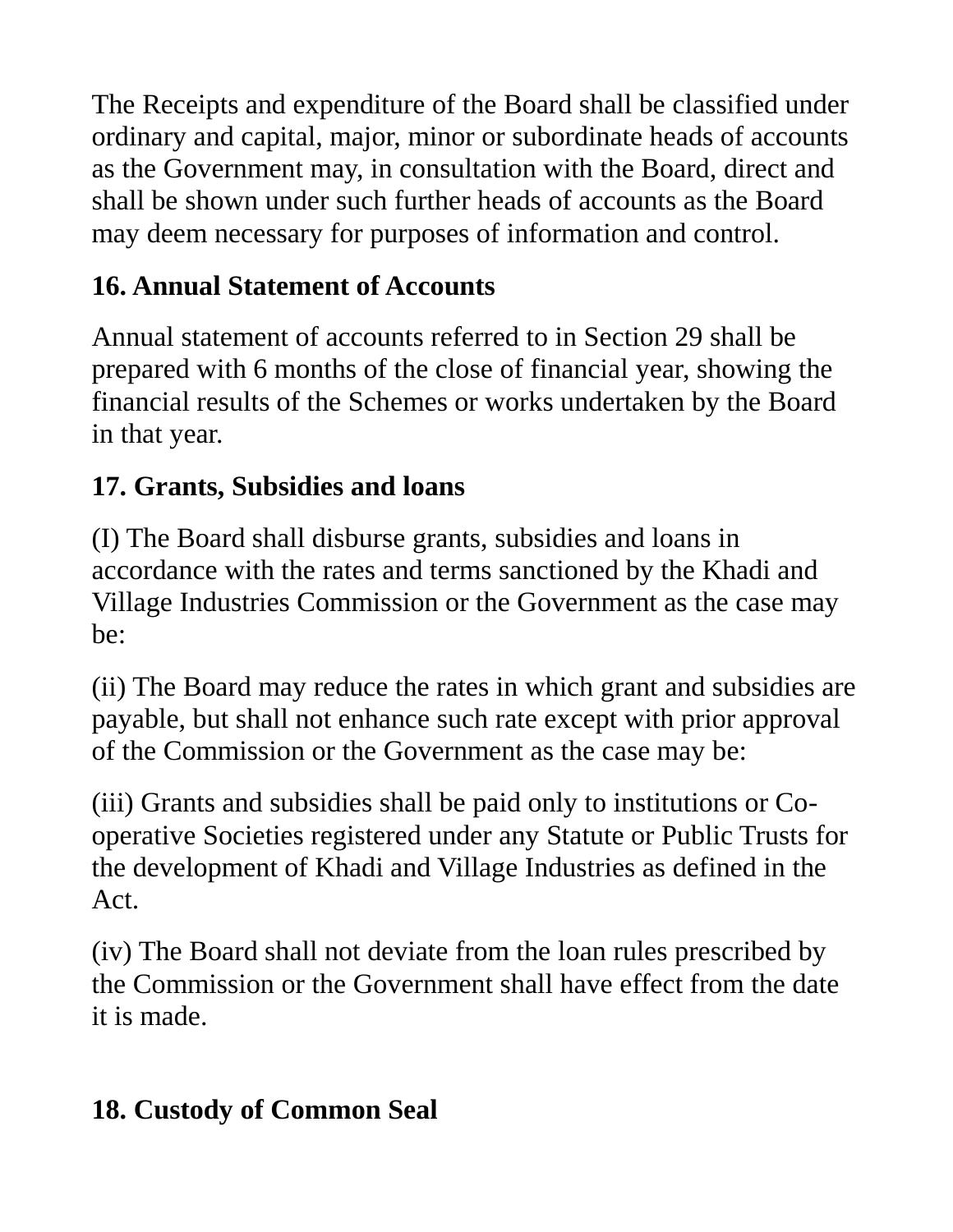The Receipts and expenditure of the Board shall be classified under ordinary and capital, major, minor or subordinate heads of accounts as the Government may, in consultation with the Board, direct and shall be shown under such further heads of accounts as the Board may deem necessary for purposes of information and control.

### 16. Annual Statement of Accounts

Annual statement of accounts referred to in Section 29 shall be prepared with 6 months of the close of financial year, showing the financial results of the Schemes or works undertaken by the Board in that year.

### 17. Grants, Subsidies and loans

(I) The Board shall disburse grants, subsidies and loans in accordance with the rates and terms sanctioned by the Khadi and Village Industries Commission or the Government as the case may be:

(ii) The Board may reduce the rates in which grant and subsidies are payable, but shall not enhance such rate except with prior approval of the Commission or the Government as the case may be:

(iii) Grants and subsidies shall be paid only to institutions or Co-operative Societies registered under any Statute or Public Trusts for the development of Khadi and Village Industries as defined in the Act.

(iv) The Board shall not deviate from the loan rules prescribed by the Commission or the Government shall have effect from the date it is made.

### 18. Custody of Common Seal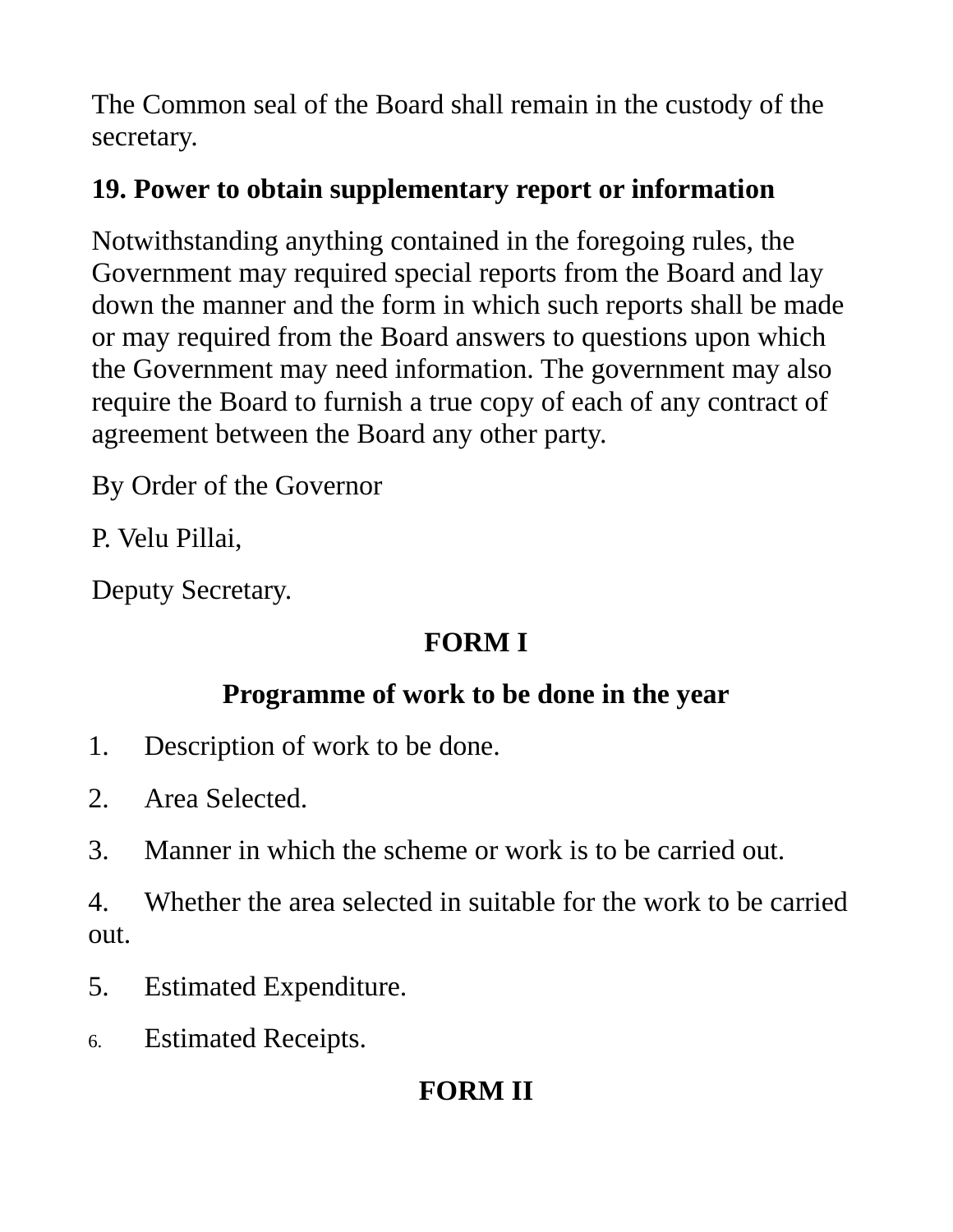The Common seal of the Board shall remain in the custody of the secretary.

**19. Power to obtain supplementary report or information**

Notwithstanding anything contained in the foregoing rules, the Government may required special reports from the Board and lay down the manner and the form in which such reports shall be made or may required from the Board answers to questions upon which the Government may need information. The government may also require the Board to furnish a true copy of each of any contract of agreement between the Board any other party.

By Order of the Governor

P. Velu Pillai,

Deputy Secretary.

**FORM I**

**Programme of work to be done in the year**

1. Description of work to be done.
2. Area Selected.
3. Manner in which the scheme or work is to be carried out.
4. Whether the area selected in suitable for the work to be carried out.
5. Estimated Expenditure.
6. Estimated Receipts.

**FORM II**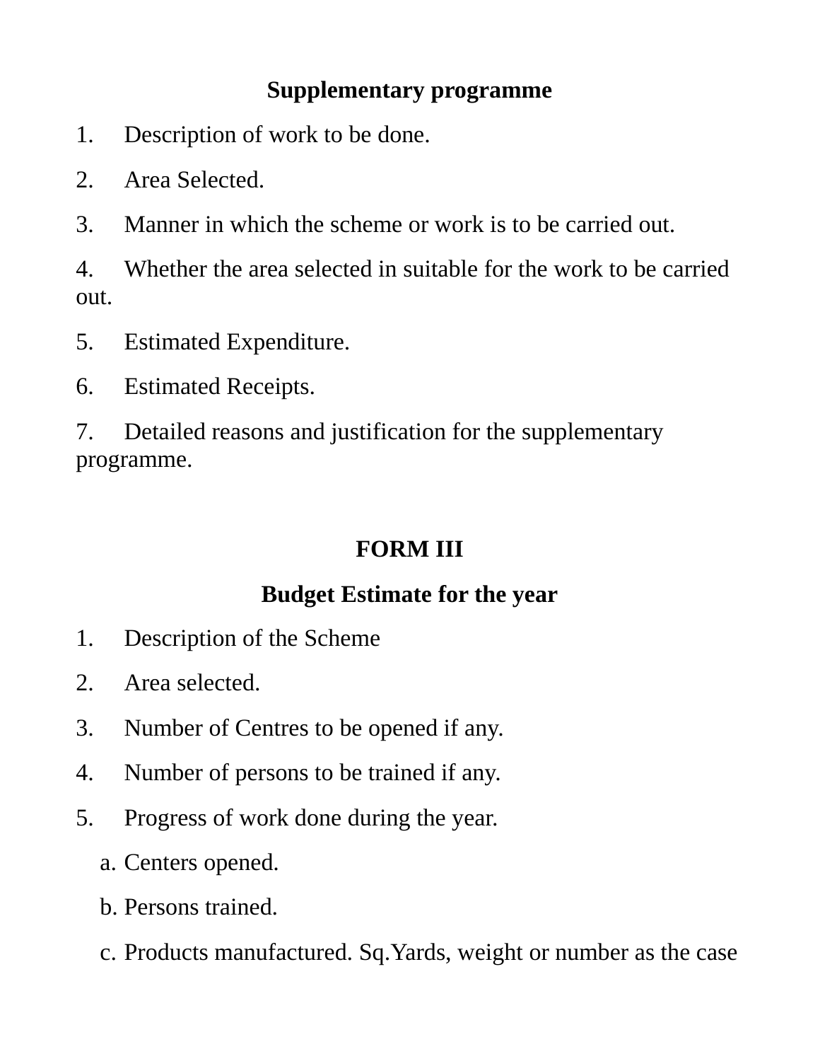**Supplementary programme**

1. Description of work to be done.
2. Area Selected.
3. Manner in which the scheme or work is to be carried out.
4. Whether the area selected in suitable for the work to be carried out.
5. Estimated Expenditure.
6. Estimated Receipts.
7. Detailed reasons and justification for the supplementary programme.

## FORM III

**Budget Estimate for the year**

1. Description of the Scheme
2. Area selected.
3. Number of Centres to be opened if any.
4. Number of persons to be trained if any.
5. Progress of work done during the year.
   a. Centers opened.
   b. Persons trained.
   c. Products manufactured. Sq.Yards, weight or number as the case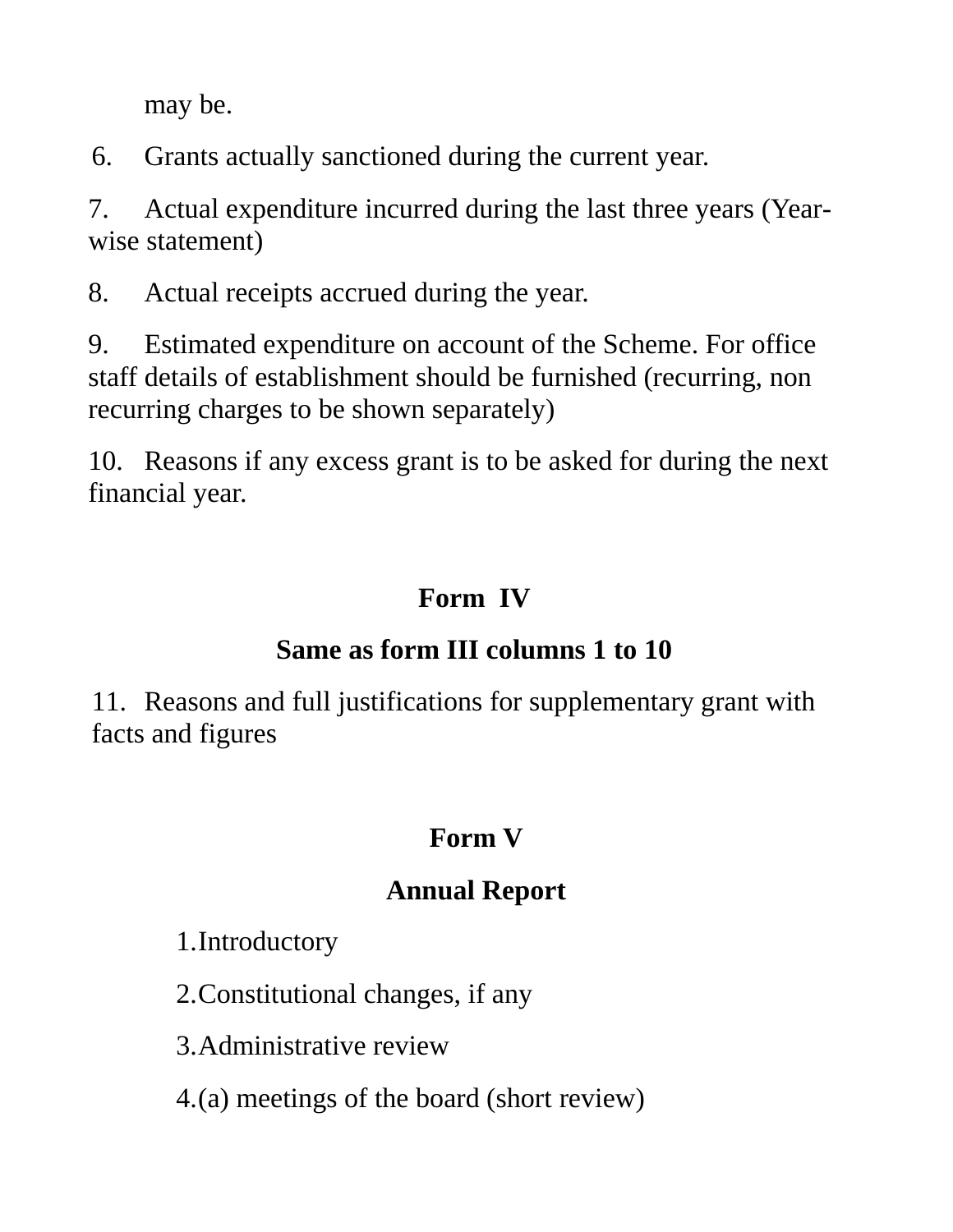may be.

6. Grants actually sanctioned during the current year.

7. Actual expenditure incurred during the last three years (Year-wise statement)

8. Actual receipts accrued during the year.

9. Estimated expenditure on account of the Scheme. For office staff details of establishment should be furnished (recurring, non recurring charges to be shown separately)

10. Reasons if any excess grant is to be asked for during the next financial year.

## Form IV

**Same as form III columns 1 to 10**

11. Reasons and full justifications for supplementary grant with facts and figures

## Form V

## Annual Report

1. Introductory

2. Constitutional changes, if any

3. Administrative review

4. (a) meetings of the board (short review)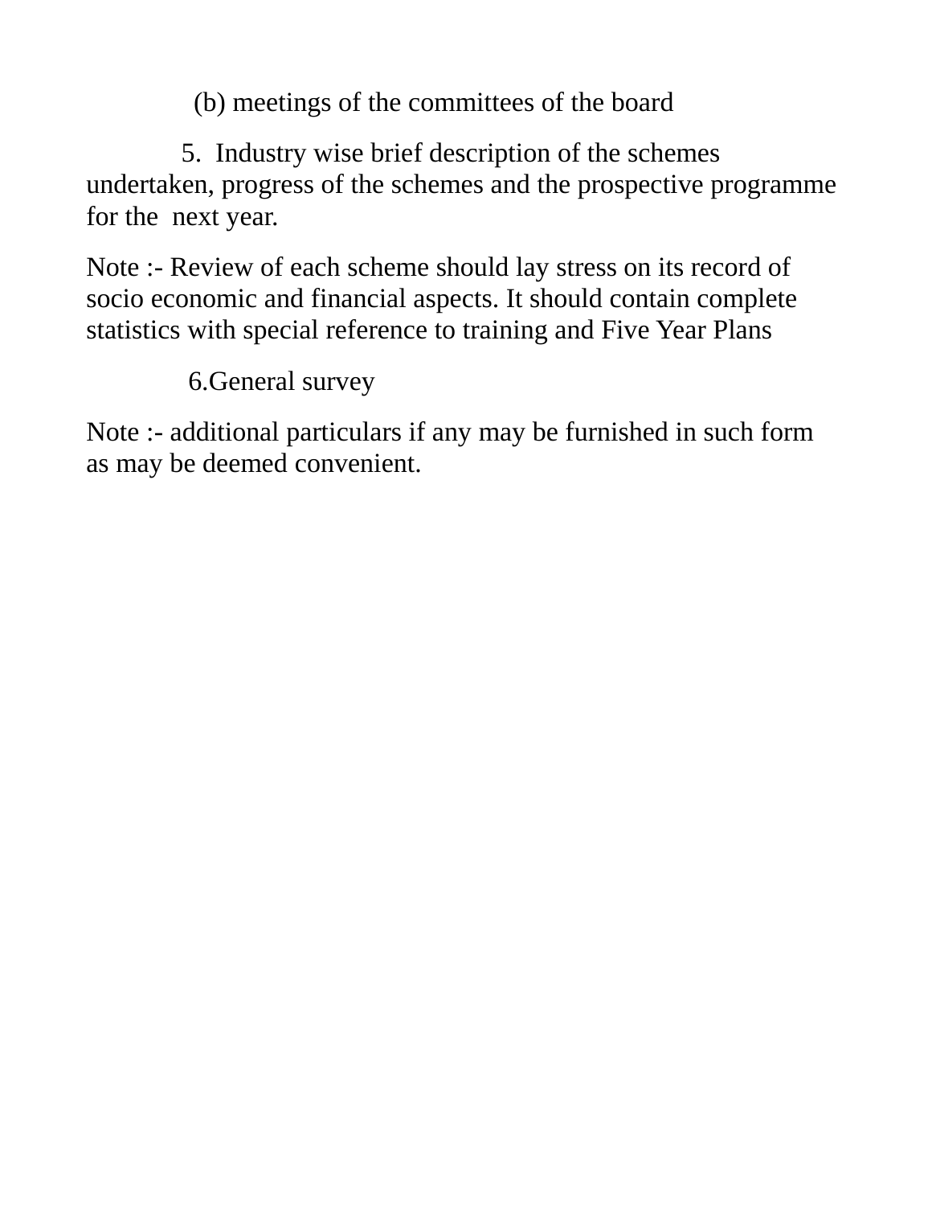(b) meetings of the committees of the board

5. Industry wise brief description of the schemes undertaken, progress of the schemes and the prospective programme for the next year.

Note :- Review of each scheme should lay stress on its record of socio economic and financial aspects. It should contain complete statistics with special reference to training and Five Year Plans

6.General survey

Note :- additional particulars if any may be furnished in such form as may be deemed convenient.